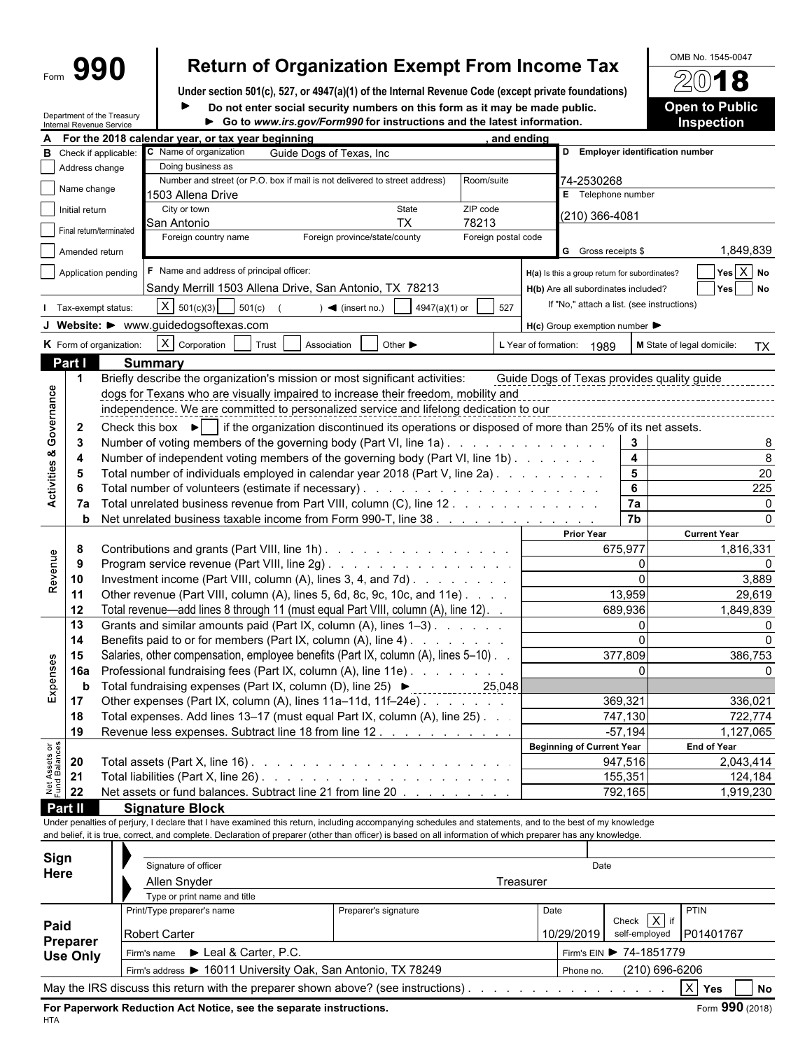Form **990**

# Return of Organization Exempt From Income Tax

**Under section 501(c), 527, or 4947(a)(1) of the Internal Revenue Code (except private foundations)**

► **Do not enter social security numbers on this form as it may be made public.**

► **Go to *www.irs.gov/Form990* for instructions and the latest information.**

Department of the Treasury
Internal Revenue Service

OMB No. 1545-0047

**2018**

**Open to Public Inspection**

**A** For the 2018 calendar year, or tax year beginning , and ending

**B** Check if applicable:
- ☐ Address change
- ☐ Name change
- ☐ Initial return
- ☐ Final return/terminated
- ☐ Amended return
- ☐ Application pending

**C** Name of organization: Guide Dogs of Texas, Inc

Doing business as

Number and street (or P.O. box if mail is not delivered to street address): 1503 Allena Drive — Room/suite:

City or town: San Antonio — State: TX — ZIP code: 78213

Foreign country name — Foreign province/state/county — Foreign postal code

**D** Employer identification number: 74-2530268

**E** Telephone number: (210) 366-4081

**G** Gross receipts $ 1,849,839

**F** Name and address of principal officer: Sandy Merrill 1503 Allena Drive, San Antonio, TX 78213

**H(a)** Is this a group return for subordinates? ☐ Yes ☒ No

**H(b)** Are all subordinates included? ☐ Yes ☐ No

If "No," attach a list. (see instructions)

**H(c)** Group exemption number ►

**I** Tax-exempt status: ☒ 501(c)(3) ☐ 501(c) ( ) ◄ (insert no.) ☐ 4947(a)(1) or ☐ 527

**J** Website: ► www.guidedogsoftexas.com

**K** Form of organization: ☒ Corporation ☐ Trust ☐ Association ☐ Other ►

**L** Year of formation: 1989

**M** State of legal domicile: TX

## Part I Summary

### Activities & Governance

**1** Briefly describe the organization's mission or most significant activities: Guide Dogs of Texas provides quality guide dogs for Texans who are visually impaired to increase their freedom, mobility and independence. We are committed to personalized service and lifelong dedication to our

**2** Check this box ► ☐ if the organization discontinued its operations or disposed of more than 25% of its net assets.

| | | | |
|---|---|---|---|
| 3 | Number of voting members of the governing body (Part VI, line 1a) | 3 | 8 |
| 4 | Number of independent voting members of the governing body (Part VI, line 1b) | 4 | 8 |
| 5 | Total number of individuals employed in calendar year 2018 (Part V, line 2a) | 5 | 20 |
| 6 | Total number of volunteers (estimate if necessary) | 6 | 225 |
| 7a | Total unrelated business revenue from Part VIII, column (C), line 12 | 7a | 0 |
| b | Net unrelated business taxable income from Form 990-T, line 38 | 7b | 0 |

### Revenue / Expenses

| | | Prior Year | Current Year |
|---|---|---|---|
| 8 | Contributions and grants (Part VIII, line 1h) | 675,977 | 1,816,331 |
| 9 | Program service revenue (Part VIII, line 2g) | 0 | 0 |
| 10 | Investment income (Part VIII, column (A), lines 3, 4, and 7d) | 0 | 3,889 |
| 11 | Other revenue (Part VIII, column (A), lines 5, 6d, 8c, 9c, 10c, and 11e) | 13,959 | 29,619 |
| 12 | Total revenue—add lines 8 through 11 (must equal Part VIII, column (A), line 12) | 689,936 | 1,849,839 |
| 13 | Grants and similar amounts paid (Part IX, column (A), lines 1–3) | 0 | 0 |
| 14 | Benefits paid to or for members (Part IX, column (A), line 4) | 0 | 0 |
| 15 | Salaries, other compensation, employee benefits (Part IX, column (A), lines 5–10) | 377,809 | 386,753 |
| 16a | Professional fundraising fees (Part IX, column (A), line 11e) | 0 | 0 |
| b | Total fundraising expenses (Part IX, column (D), line 25) ► 25,048 | | |
| 17 | Other expenses (Part IX, column (A), lines 11a–11d, 11f–24e) | 369,321 | 336,021 |
| 18 | Total expenses. Add lines 13–17 (must equal Part IX, column (A), line 25) | 747,130 | 722,774 |
| 19 | Revenue less expenses. Subtract line 18 from line 12 | -57,194 | 1,127,065 |

### Net Assets or Fund Balances

| | | Beginning of Current Year | End of Year |
|---|---|---|---|
| 20 | Total assets (Part X, line 16) | 947,516 | 2,043,414 |
| 21 | Total liabilities (Part X, line 26) | 155,351 | 124,184 |
| 22 | Net assets or fund balances. Subtract line 21 from line 20 | 792,165 | 1,919,230 |

## Part II Signature Block

Under penalties of perjury, I declare that I have examined this return, including accompanying schedules and statements, and to the best of my knowledge and belief, it is true, correct, and complete. Declaration of preparer (other than officer) is based on all information of which preparer has any knowledge.

**Sign Here**

Signature of officer — Date

Allen Snyder — Treasurer

Type or print name and title

**Paid Preparer Use Only**

| Print/Type preparer's name | Preparer's signature | Date | Check ☒ if self-employed | PTIN |
|---|---|---|---|---|
| Robert Carter | | 10/29/2019 | | P01401767 |

Firm's name ► Leal & Carter, P.C. — Firm's EIN ► 74-1851779

Firm's address ► 16011 University Oak, San Antonio, TX 78249 — Phone no. (210) 696-6206

May the IRS discuss this return with the preparer shown above? (see instructions) ☒ Yes ☐ No

**For Paperwork Reduction Act Notice, see the separate instructions.** Form **990** (2018)

HTA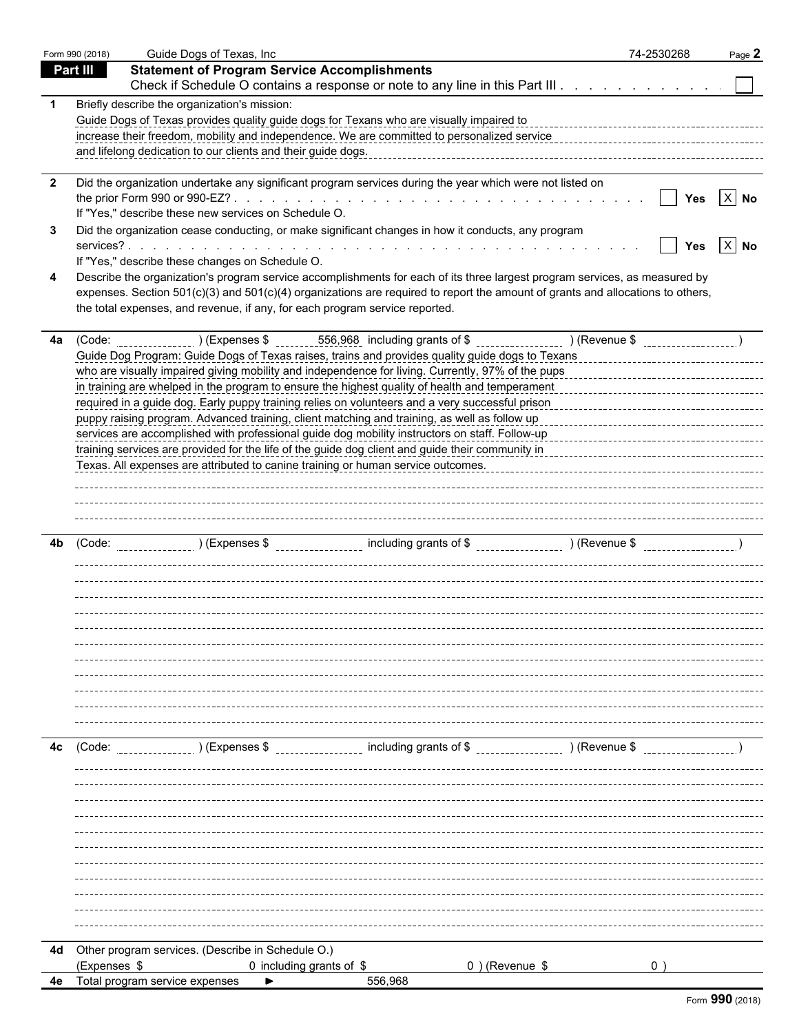Form 990 (2018) Guide Dogs of Texas, Inc 74-2530268

## Part III Statement of Program Service Accomplishments

Check if Schedule O contains a response or note to any line in this Part III . . . . . . . . . . . . ☐

**1** Briefly describe the organization's mission:

Guide Dogs of Texas provides quality guide dogs for Texans who are visually impaired to increase their freedom, mobility and independence. We are committed to personalized service and lifelong dedication to our clients and their guide dogs.

**2** Did the organization undertake any significant program services during the year which were not listed on the prior Form 990 or 990-EZ? . . . . . . . . . . . . ☐ Yes ☒ No

If "Yes," describe these new services on Schedule O.

**3** Did the organization cease conducting, or make significant changes in how it conducts, any program services? . . . . . . . . . . . . ☐ Yes ☒ No

If "Yes," describe these changes on Schedule O.

**4** Describe the organization's program service accomplishments for each of its three largest program services, as measured by expenses. Section 501(c)(3) and 501(c)(4) organizations are required to report the amount of grants and allocations to others, the total expenses, and revenue, if any, for each program service reported.

**4a** (Code: ) (Expenses $ 556,968 including grants of $ ) (Revenue $ )

Guide Dog Program: Guide Dogs of Texas raises, trains and provides quality guide dogs to Texans who are visually impaired giving mobility and independence for living. Currently, 97% of the pups in training are whelped in the program to ensure the highest quality of health and temperament required in a guide dog. Early puppy training relies on volunteers and a very successful prison puppy raising program. Advanced training, client matching and training, as well as follow up services are accomplished with professional guide dog mobility instructors on staff. Follow-up training services are provided for the life of the guide dog client and guide their community in Texas. All expenses are attributed to canine training or human service outcomes.

**4b** (Code: ) (Expenses $ including grants of $ ) (Revenue $ )

**4c** (Code: ) (Expenses $ including grants of $ ) (Revenue $ )

**4d** Other program services. (Describe in Schedule O.)

(Expenses $ 0 including grants of $ 0 ) (Revenue $ 0 )

**4e** Total program service expenses ► 556,968

Form **990** (2018)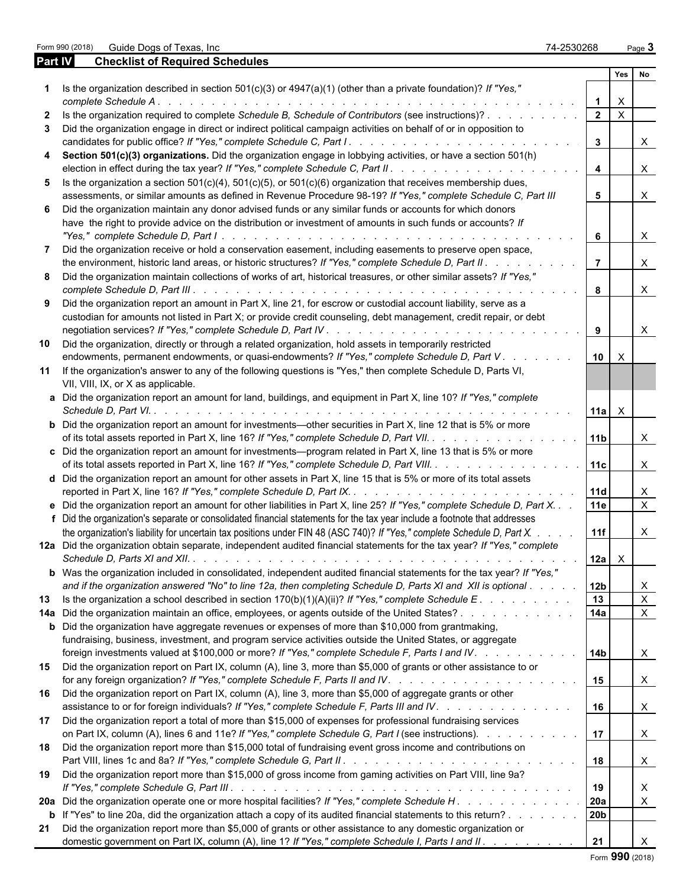Form 990 (2018) Guide Dogs of Texas, Inc 74-2530268 Page 3

## Part IV Checklist of Required Schedules

| | | | Yes | No |
|---|---|---|---|---|
| **1** | Is the organization described in section 501(c)(3) or 4947(a)(1) (other than a private foundation)? *If "Yes," complete Schedule A* | 1 | X | |
| **2** | Is the organization required to complete *Schedule B, Schedule of Contributors* (see instructions)? | 2 | X | |
| **3** | Did the organization engage in direct or indirect political campaign activities on behalf of or in opposition to candidates for public office? *If "Yes," complete Schedule C, Part I* | 3 | | X |
| **4** | **Section 501(c)(3) organizations.** Did the organization engage in lobbying activities, or have a section 501(h) election in effect during the tax year? *If "Yes," complete Schedule C, Part II* | 4 | | X |
| **5** | Is the organization a section 501(c)(4), 501(c)(5), or 501(c)(6) organization that receives membership dues, assessments, or similar amounts as defined in Revenue Procedure 98-19? *If "Yes," complete Schedule C, Part III* | 5 | | X |
| **6** | Did the organization maintain any donor advised funds or any similar funds or accounts for which donors have the right to provide advice on the distribution or investment of amounts in such funds or accounts? *If "Yes," complete Schedule D, Part I* | 6 | | X |
| **7** | Did the organization receive or hold a conservation easement, including easements to preserve open space, the environment, historic land areas, or historic structures? *If "Yes," complete Schedule D, Part II* | 7 | | X |
| **8** | Did the organization maintain collections of works of art, historical treasures, or other similar assets? *If "Yes," complete Schedule D, Part III* | 8 | | X |
| **9** | Did the organization report an amount in Part X, line 21, for escrow or custodial account liability, serve as a custodian for amounts not listed in Part X; or provide credit counseling, debt management, credit repair, or debt negotiation services? *If "Yes," complete Schedule D, Part IV* | 9 | | X |
| **10** | Did the organization, directly or through a related organization, hold assets in temporarily restricted endowments, permanent endowments, or quasi-endowments? *If "Yes," complete Schedule D, Part V* | 10 | X | |
| **11** | If the organization's answer to any of the following questions is "Yes," then complete Schedule D, Parts VI, VII, VIII, IX, or X as applicable. | | | |
| **a** | Did the organization report an amount for land, buildings, and equipment in Part X, line 10? *If "Yes," complete Schedule D, Part VI.* | 11a | X | |
| **b** | Did the organization report an amount for investments—other securities in Part X, line 12 that is 5% or more of its total assets reported in Part X, line 16? *If "Yes," complete Schedule D, Part VII.* | 11b | | X |
| **c** | Did the organization report an amount for investments—program related in Part X, line 13 that is 5% or more of its total assets reported in Part X, line 16? *If "Yes," complete Schedule D, Part VIII.* | 11c | | X |
| **d** | Did the organization report an amount for other assets in Part X, line 15 that is 5% or more of its total assets reported in Part X, line 16? *If "Yes," complete Schedule D, Part IX.* | 11d | | X |
| **e** | Did the organization report an amount for other liabilities in Part X, line 25? *If "Yes," complete Schedule D, Part X.* | 11e | | X |
| **f** | Did the organization's separate or consolidated financial statements for the tax year include a footnote that addresses the organization's liability for uncertain tax positions under FIN 48 (ASC 740)? *If "Yes," complete Schedule D, Part X.* | 11f | | X |
| **12a** | Did the organization obtain separate, independent audited financial statements for the tax year? *If "Yes," complete Schedule D, Parts XI and XII.* | 12a | X | |
| **b** | Was the organization included in consolidated, independent audited financial statements for the tax year? *If "Yes," and if the organization answered "No" to line 12a, then completing Schedule D, Parts XI and XII is optional* | 12b | | X |
| **13** | Is the organization a school described in section 170(b)(1)(A)(ii)? *If "Yes," complete Schedule E* | 13 | | X |
| **14a** | Did the organization maintain an office, employees, or agents outside of the United States? | 14a | | X |
| **b** | Did the organization have aggregate revenues or expenses of more than $10,000 from grantmaking, fundraising, business, investment, and program service activities outside the United States, or aggregate foreign investments valued at $100,000 or more? *If "Yes," complete Schedule F, Parts I and IV.* | 14b | | X |
| **15** | Did the organization report on Part IX, column (A), line 3, more than $5,000 of grants or other assistance to or for any foreign organization? *If "Yes," complete Schedule F, Parts II and IV.* | 15 | | X |
| **16** | Did the organization report on Part IX, column (A), line 3, more than $5,000 of aggregate grants or other assistance to or for foreign individuals? *If "Yes," complete Schedule F, Parts III and IV.* | 16 | | X |
| **17** | Did the organization report a total of more than $15,000 of expenses for professional fundraising services on Part IX, column (A), lines 6 and 11e? *If "Yes," complete Schedule G, Part I* (see instructions). | 17 | | X |
| **18** | Did the organization report more than $15,000 total of fundraising event gross income and contributions on Part VIII, lines 1c and 8a? *If "Yes," complete Schedule G, Part II* | 18 | | X |
| **19** | Did the organization report more than $15,000 of gross income from gaming activities on Part VIII, line 9a? *If "Yes," complete Schedule G, Part III* | 19 | | X |
| **20a** | Did the organization operate one or more hospital facilities? *If "Yes," complete Schedule H* | 20a | | X |
| **b** | If "Yes" to line 20a, did the organization attach a copy of its audited financial statements to this return? | 20b | | |
| **21** | Did the organization report more than $5,000 of grants or other assistance to any domestic organization or domestic government on Part IX, column (A), line 1? *If "Yes," complete Schedule I, Parts I and II* | 21 | | X |

Form **990** (2018)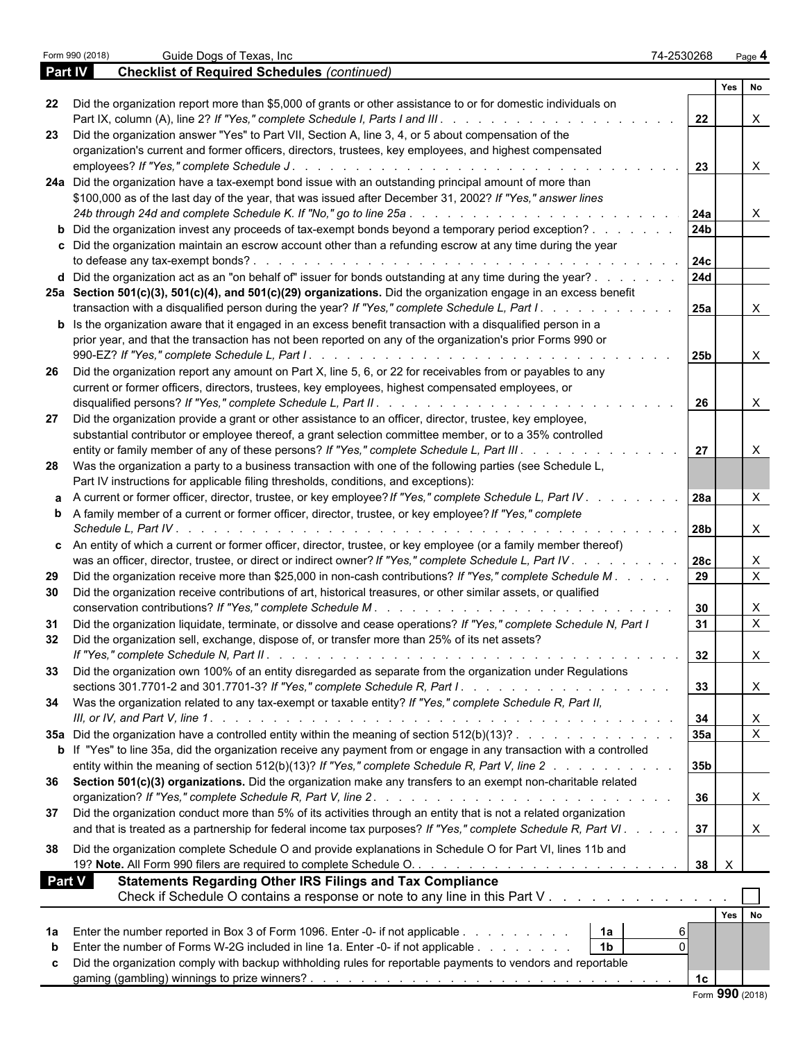Form 990 (2018) Guide Dogs of Texas, Inc 74-2530268 Page **4**

## Part IV Checklist of Required Schedules *(continued)*

| | | | Yes | No |
|---|---|---|---|---|
| 22 | Did the organization report more than $5,000 of grants or other assistance to or for domestic individuals on Part IX, column (A), line 2? *If "Yes," complete Schedule I, Parts I and III* | 22 | | X |
| 23 | Did the organization answer "Yes" to Part VII, Section A, line 3, 4, or 5 about compensation of the organization's current and former officers, directors, trustees, key employees, and highest compensated employees? *If "Yes," complete Schedule J* | 23 | | X |
| 24a | Did the organization have a tax-exempt bond issue with an outstanding principal amount of more than $100,000 as of the last day of the year, that was issued after December 31, 2002? *If "Yes," answer lines 24b through 24d and complete Schedule K. If "No," go to line 25a* | 24a | | X |
| b | Did the organization invest any proceeds of tax-exempt bonds beyond a temporary period exception? | 24b | | |
| c | Did the organization maintain an escrow account other than a refunding escrow at any time during the year to defease any tax-exempt bonds? | 24c | | |
| d | Did the organization act as an "on behalf of" issuer for bonds outstanding at any time during the year? | 24d | | |
| 25a | **Section 501(c)(3), 501(c)(4), and 501(c)(29) organizations.** Did the organization engage in an excess benefit transaction with a disqualified person during the year? *If "Yes," complete Schedule L, Part I* | 25a | | X |
| b | Is the organization aware that it engaged in an excess benefit transaction with a disqualified person in a prior year, and that the transaction has not been reported on any of the organization's prior Forms 990 or 990-EZ? *If "Yes," complete Schedule L, Part I* | 25b | | X |
| 26 | Did the organization report any amount on Part X, line 5, 6, or 22 for receivables from or payables to any current or former officers, directors, trustees, key employees, highest compensated employees, or disqualified persons? *If "Yes," complete Schedule L, Part II* | 26 | | X |
| 27 | Did the organization provide a grant or other assistance to an officer, director, trustee, key employee, substantial contributor or employee thereof, a grant selection committee member, or to a 35% controlled entity or family member of any of these persons? *If "Yes," complete Schedule L, Part III* | 27 | | X |
| 28 | Was the organization a party to a business transaction with one of the following parties (see Schedule L, Part IV instructions for applicable filing thresholds, conditions, and exceptions): | | | |
| a | A current or former officer, director, trustee, or key employee? *If "Yes," complete Schedule L, Part IV* | 28a | | X |
| b | A family member of a current or former officer, director, trustee, or key employee? *If "Yes," complete Schedule L, Part IV* | 28b | | X |
| c | An entity of which a current or former officer, director, trustee, or key employee (or a family member thereof) was an officer, director, trustee, or direct or indirect owner? *If "Yes," complete Schedule L, Part IV* | 28c | | X |
| 29 | Did the organization receive more than $25,000 in non-cash contributions? *If "Yes," complete Schedule M* | 29 | | X |
| 30 | Did the organization receive contributions of art, historical treasures, or other similar assets, or qualified conservation contributions? *If "Yes," complete Schedule M* | 30 | | X |
| 31 | Did the organization liquidate, terminate, or dissolve and cease operations? *If "Yes," complete Schedule N, Part I* | 31 | | X |
| 32 | Did the organization sell, exchange, dispose of, or transfer more than 25% of its net assets? *If "Yes," complete Schedule N, Part II* | 32 | | X |
| 33 | Did the organization own 100% of an entity disregarded as separate from the organization under Regulations sections 301.7701-2 and 301.7701-3? *If "Yes," complete Schedule R, Part I* | 33 | | X |
| 34 | Was the organization related to any tax-exempt or taxable entity? *If "Yes," complete Schedule R, Part II, III, or IV, and Part V, line 1* | 34 | | X |
| 35a | Did the organization have a controlled entity within the meaning of section 512(b)(13)? | 35a | | X |
| b | If "Yes" to line 35a, did the organization receive any payment from or engage in any transaction with a controlled entity within the meaning of section 512(b)(13)? *If "Yes," complete Schedule R, Part V, line 2* | 35b | | |
| 36 | **Section 501(c)(3) organizations.** Did the organization make any transfers to an exempt non-charitable related organization? *If "Yes," complete Schedule R, Part V, line 2* | 36 | | X |
| 37 | Did the organization conduct more than 5% of its activities through an entity that is not a related organization and that is treated as a partnership for federal income tax purposes? *If "Yes," complete Schedule R, Part VI* | 37 | | X |
| 38 | Did the organization complete Schedule O and provide explanations in Schedule O for Part VI, lines 11b and 19? **Note.** All Form 990 filers are required to complete Schedule O. | 38 | X | |

## Part V Statements Regarding Other IRS Filings and Tax Compliance

Check if Schedule O contains a response or note to any line in this Part V ☐

| | | | | | Yes | No |
|---|---|---|---|---|---|---|
| 1a | Enter the number reported in Box 3 of Form 1096. Enter -0- if not applicable | 1a | 6 | | | |
| b | Enter the number of Forms W-2G included in line 1a. Enter -0- if not applicable | 1b | 0 | | | |
| c | Did the organization comply with backup withholding rules for reportable payments to vendors and reportable gaming (gambling) winnings to prize winners? | | | 1c | | |

Form **990** (2018)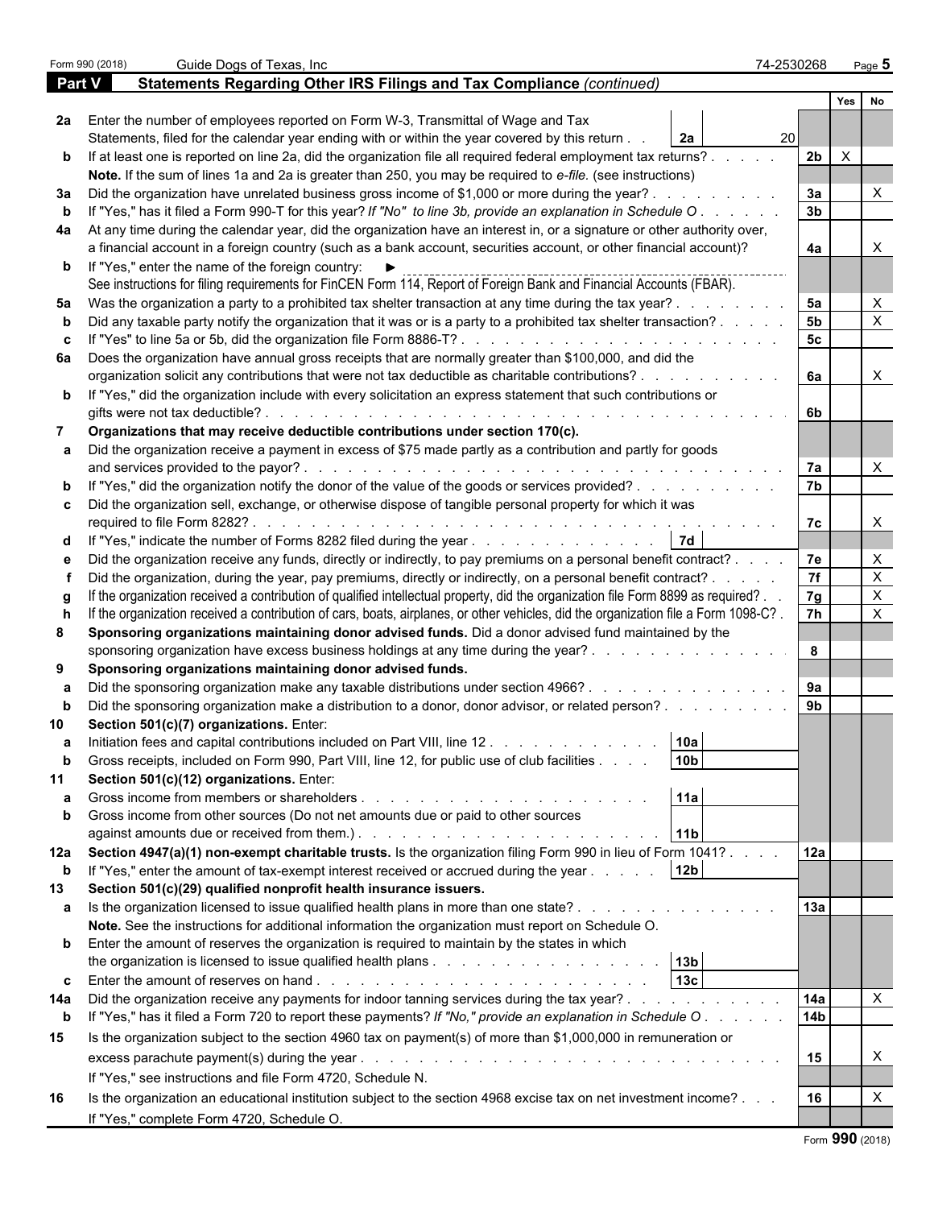Form 990 (2018) Guide Dogs of Texas, Inc 74-2530268 Page 5

## Part V Statements Regarding Other IRS Filings and Tax Compliance *(continued)*

| | | | | Yes | No |
|---|---|---|---|---|---|
| **2a** | Enter the number of employees reported on Form W-3, Transmittal of Wage and Tax Statements, filed for the calendar year ending with or within the year covered by this return | 2a 20 | | | |
| **b** | If at least one is reported on line 2a, did the organization file all required federal employment tax returns? | | 2b | X | |
| | **Note.** If the sum of lines 1a and 2a is greater than 250, you may be required to *e-file.* (see instructions) | | | | |
| **3a** | Did the organization have unrelated business gross income of $1,000 or more during the year? | | 3a | | X |
| **b** | If "Yes," has it filed a Form 990-T for this year? *If "No" to line 3b, provide an explanation in Schedule O* | | 3b | | |
| **4a** | At any time during the calendar year, did the organization have an interest in, or a signature or other authority over, a financial account in a foreign country (such as a bank account, securities account, or other financial account)? | | 4a | | X |
| **b** | If "Yes," enter the name of the foreign country: ► See instructions for filing requirements for FinCEN Form 114, Report of Foreign Bank and Financial Accounts (FBAR). | | | | |
| **5a** | Was the organization a party to a prohibited tax shelter transaction at any time during the tax year? | | 5a | | X |
| **b** | Did any taxable party notify the organization that it was or is a party to a prohibited tax shelter transaction? | | 5b | | X |
| **c** | If "Yes" to line 5a or 5b, did the organization file Form 8886-T? | | 5c | | |
| **6a** | Does the organization have annual gross receipts that are normally greater than $100,000, and did the organization solicit any contributions that were not tax deductible as charitable contributions? | | 6a | | X |
| **b** | If "Yes," did the organization include with every solicitation an express statement that such contributions or gifts were not tax deductible? | | 6b | | |
| **7** | **Organizations that may receive deductible contributions under section 170(c).** | | | | |
| **a** | Did the organization receive a payment in excess of $75 made partly as a contribution and partly for goods and services provided to the payor? | | 7a | | X |
| **b** | If "Yes," did the organization notify the donor of the value of the goods or services provided? | | 7b | | |
| **c** | Did the organization sell, exchange, or otherwise dispose of tangible personal property for which it was required to file Form 8282? | | 7c | | X |
| **d** | If "Yes," indicate the number of Forms 8282 filed during the year | 7d | | | |
| **e** | Did the organization receive any funds, directly or indirectly, to pay premiums on a personal benefit contract? | | 7e | | X |
| **f** | Did the organization, during the year, pay premiums, directly or indirectly, on a personal benefit contract? | | 7f | | X |
| **g** | If the organization received a contribution of qualified intellectual property, did the organization file Form 8899 as required? | | 7g | | X |
| **h** | If the organization received a contribution of cars, boats, airplanes, or other vehicles, did the organization file a Form 1098-C? | | 7h | | X |
| **8** | **Sponsoring organizations maintaining donor advised funds.** Did a donor advised fund maintained by the sponsoring organization have excess business holdings at any time during the year? | | 8 | | |
| **9** | **Sponsoring organizations maintaining donor advised funds.** | | | | |
| **a** | Did the sponsoring organization make any taxable distributions under section 4966? | | 9a | | |
| **b** | Did the sponsoring organization make a distribution to a donor, donor advisor, or related person? | | 9b | | |
| **10** | **Section 501(c)(7) organizations.** Enter: | | | | |
| **a** | Initiation fees and capital contributions included on Part VIII, line 12 | 10a | | | |
| **b** | Gross receipts, included on Form 990, Part VIII, line 12, for public use of club facilities | 10b | | | |
| **11** | **Section 501(c)(12) organizations.** Enter: | | | | |
| **a** | Gross income from members or shareholders | 11a | | | |
| **b** | Gross income from other sources (Do not net amounts due or paid to other sources against amounts due or received from them.) | 11b | | | |
| **12a** | **Section 4947(a)(1) non-exempt charitable trusts.** Is the organization filing Form 990 in lieu of Form 1041? | | 12a | | |
| **b** | If "Yes," enter the amount of tax-exempt interest received or accrued during the year | 12b | | | |
| **13** | **Section 501(c)(29) qualified nonprofit health insurance issuers.** | | | | |
| **a** | Is the organization licensed to issue qualified health plans in more than one state? **Note.** See the instructions for additional information the organization must report on Schedule O. | | 13a | | |
| **b** | Enter the amount of reserves the organization is required to maintain by the states in which the organization is licensed to issue qualified health plans | 13b | | | |
| **c** | Enter the amount of reserves on hand | 13c | | | |
| **14a** | Did the organization receive any payments for indoor tanning services during the tax year? | | 14a | | X |
| **b** | If "Yes," has it filed a Form 720 to report these payments? *If "No," provide an explanation in Schedule O* | | 14b | | |
| **15** | Is the organization subject to the section 4960 tax on payment(s) of more than $1,000,000 in remuneration or excess parachute payment(s) during the year? If "Yes," see instructions and file Form 4720, Schedule N. | | 15 | | X |
| **16** | Is the organization an educational institution subject to the section 4968 excise tax on net investment income? If "Yes," complete Form 4720, Schedule O. | | 16 | | X |

Form **990** (2018)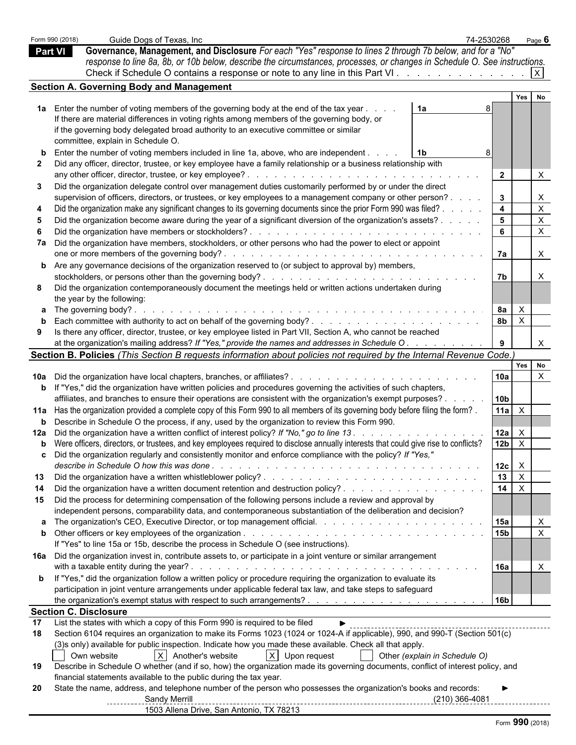Form 990 (2018) Guide Dogs of Texas, Inc 74-2530268 Page 6

## Part VI Governance, Management, and Disclosure

*For each "Yes" response to lines 2 through 7b below, and for a "No" response to line 8a, 8b, or 10b below, describe the circumstances, processes, or changes in Schedule O. See instructions.*

Check if Schedule O contains a response or note to any line in this Part VI . . . . . . . . . . . . . [X]

### Section A. Governing Body and Management

| | | | Yes | No |
|---|---|---|---|---|
| **1a** | Enter the number of voting members of the governing body at the end of the tax year . . . . **1a** 8<br>If there are material differences in voting rights among members of the governing body, or if the governing body delegated broad authority to an executive committee or similar committee, explain in Schedule O. | | | |
| **b** | Enter the number of voting members included in line 1a, above, who are independent . . . . **1b** 8 | | | |
| **2** | Did any officer, director, trustee, or key employee have a family relationship or a business relationship with any other officer, director, trustee, or key employee? . . . | 2 | | X |
| **3** | Did the organization delegate control over management duties customarily performed by or under the direct supervision of officers, directors, or trustees, or key employees to a management company or other person? . . . . | 3 | | X |
| **4** | Did the organization make any significant changes to its governing documents since the prior Form 990 was filed? . . . . . | 4 | | X |
| **5** | Did the organization become aware during the year of a significant diversion of the organization's assets? . . . . . | 5 | | X |
| **6** | Did the organization have members or stockholders? . . . | 6 | | X |
| **7a** | Did the organization have members, stockholders, or other persons who had the power to elect or appoint one or more members of the governing body? . . . | 7a | | X |
| **b** | Are any governance decisions of the organization reserved to (or subject to approval by) members, stockholders, or persons other than the governing body? . . . | 7b | | X |
| **8** | Did the organization contemporaneously document the meetings held or written actions undertaken during the year by the following: | | | |
| **a** | The governing body? . . . | 8a | X | |
| **b** | Each committee with authority to act on behalf of the governing body? . . . | 8b | X | |
| **9** | Is there any officer, director, trustee, or key employee listed in Part VII, Section A, who cannot be reached at the organization's mailing address? *If "Yes," provide the names and addresses in Schedule O* . . . | 9 | | X |

### Section B. Policies *(This Section B requests information about policies not required by the Internal Revenue Code.)*

| | | | Yes | No |
|---|---|---|---|---|
| **10a** | Did the organization have local chapters, branches, or affiliates? . . . | 10a | | X |
| **b** | If "Yes," did the organization have written policies and procedures governing the activities of such chapters, affiliates, and branches to ensure their operations are consistent with the organization's exempt purposes? . . . | 10b | | |
| **11a** | Has the organization provided a complete copy of this Form 990 to all members of its governing body before filing the form? . | 11a | X | |
| **b** | Describe in Schedule O the process, if any, used by the organization to review this Form 990. | | | |
| **12a** | Did the organization have a written conflict of interest policy? *If "No," go to line 13* . . . | 12a | X | |
| **b** | Were officers, directors, or trustees, and key employees required to disclose annually interests that could give rise to conflicts? | 12b | X | |
| **c** | Did the organization regularly and consistently monitor and enforce compliance with the policy? *If "Yes," describe in Schedule O how this was done* . . . | 12c | X | |
| **13** | Did the organization have a written whistleblower policy? . . . | 13 | X | |
| **14** | Did the organization have a written document retention and destruction policy? . . . | 14 | X | |
| **15** | Did the process for determining compensation of the following persons include a review and approval by independent persons, comparability data, and contemporaneous substantiation of the deliberation and decision? | | | |
| **a** | The organization's CEO, Executive Director, or top management official. . . . | 15a | | X |
| **b** | Other officers or key employees of the organization . . . | 15b | | X |
| | If "Yes" to line 15a or 15b, describe the process in Schedule O (see instructions). | | | |
| **16a** | Did the organization invest in, contribute assets to, or participate in a joint venture or similar arrangement with a taxable entity during the year? . . . | 16a | | X |
| **b** | If "Yes," did the organization follow a written policy or procedure requiring the organization to evaluate its participation in joint venture arrangements under applicable federal tax law, and take steps to safeguard the organization's exempt status with respect to such arrangements? . . . | 16b | | |

### Section C. Disclosure

**17** List the states with which a copy of this Form 990 is required to be filed ►

**18** Section 6104 requires an organization to make its Forms 1023 (1024 or 1024-A if applicable), 990, and 990-T (Section 501(c)(3)s only) available for public inspection. Indicate how you made these available. Check all that apply.

[ ] Own website [X] Another's website [X] Upon request [ ] Other *(explain in Schedule O)*

**19** Describe in Schedule O whether (and if so, how) the organization made its governing documents, conflict of interest policy, and financial statements available to the public during the tax year.

**20** State the name, address, and telephone number of the person who possesses the organization's books and records: ►

Sandy Merrill (210) 366-4081
1503 Allena Drive, San Antonio, TX 78213

Form **990** (2018)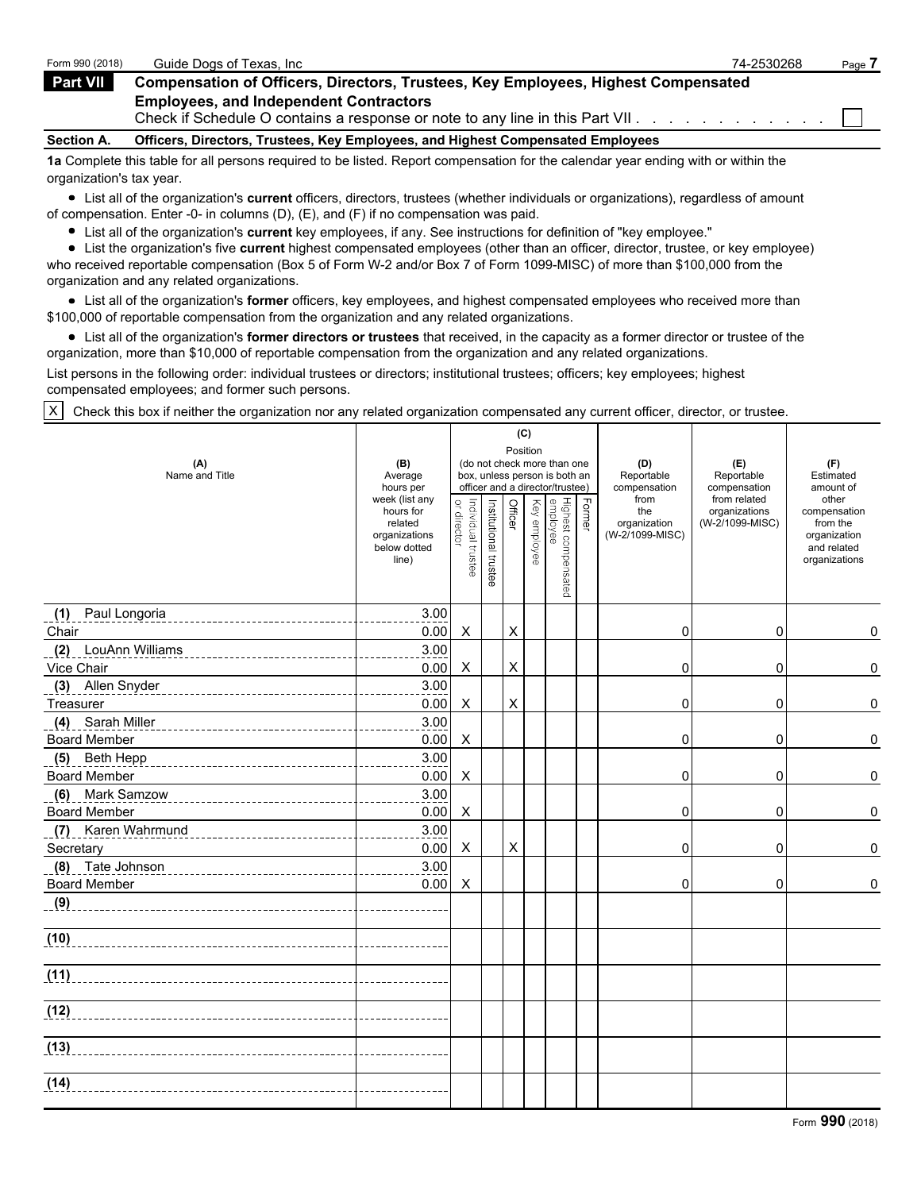Form 990 (2018) Guide Dogs of Texas, Inc 74-2530268

## Part VII Compensation of Officers, Directors, Trustees, Key Employees, Highest Compensated Employees, and Independent Contractors

Check if Schedule O contains a response or note to any line in this Part VII . . . . . . . . . . . . ☐

### Section A. Officers, Directors, Trustees, Key Employees, and Highest Compensated Employees

**1a** Complete this table for all persons required to be listed. Report compensation for the calendar year ending with or within the organization's tax year.

- List all of the organization's **current** officers, directors, trustees (whether individuals or organizations), regardless of amount of compensation. Enter -0- in columns (D), (E), and (F) if no compensation was paid.
- List all of the organization's **current** key employees, if any. See instructions for definition of "key employee."
- List the organization's five **current** highest compensated employees (other than an officer, director, trustee, or key employee) who received reportable compensation (Box 5 of Form W-2 and/or Box 7 of Form 1099-MISC) of more than $100,000 from the organization and any related organizations.
- List all of the organization's **former** officers, key employees, and highest compensated employees who received more than $100,000 of reportable compensation from the organization and any related organizations.
- List all of the organization's **former directors or trustees** that received, in the capacity as a former director or trustee of the organization, more than $10,000 of reportable compensation from the organization and any related organizations.

List persons in the following order: individual trustees or directors; institutional trustees; officers; key employees; highest compensated employees; and former such persons.

☒ Check this box if neither the organization nor any related organization compensated any current officer, director, or trustee.

| (A) Name and Title | (B) Average hours per week (list any hours for related organizations below dotted line) | (C) Position (do not check more than one box, unless person is both an officer and a director/trustee) | | | | | | (D) Reportable compensation from the organization (W-2/1099-MISC) | (E) Reportable compensation from related organizations (W-2/1099-MISC) | (F) Estimated amount of other compensation from the organization and related organizations |
|---|---|---|---|---|---|---|---|---|---|---|
| | | Individual trustee or director | Institutional trustee | Officer | Key employee | Highest compensated employee | Former | | | |
| (1) Paul Longoria<br>Chair | 3.00<br>0.00 | X | | X | | | | 0 | 0 | 0 |
| (2) LouAnn Williams<br>Vice Chair | 3.00<br>0.00 | X | | X | | | | 0 | 0 | 0 |
| (3) Allen Snyder<br>Treasurer | 3.00<br>0.00 | X | | X | | | | 0 | 0 | 0 |
| (4) Sarah Miller<br>Board Member | 3.00<br>0.00 | X | | | | | | 0 | 0 | 0 |
| (5) Beth Hepp<br>Board Member | 3.00<br>0.00 | X | | | | | | 0 | 0 | 0 |
| (6) Mark Samzow<br>Board Member | 3.00<br>0.00 | X | | | | | | 0 | 0 | 0 |
| (7) Karen Wahrmund<br>Secretary | 3.00<br>0.00 | X | | X | | | | 0 | 0 | 0 |
| (8) Tate Johnson<br>Board Member | 3.00<br>0.00 | X | | | | | | 0 | 0 | 0 |
| (9) | | | | | | | | | | |
| (10) | | | | | | | | | | |
| (11) | | | | | | | | | | |
| (12) | | | | | | | | | | |
| (13) | | | | | | | | | | |
| (14) | | | | | | | | | | |

Form **990** (2018)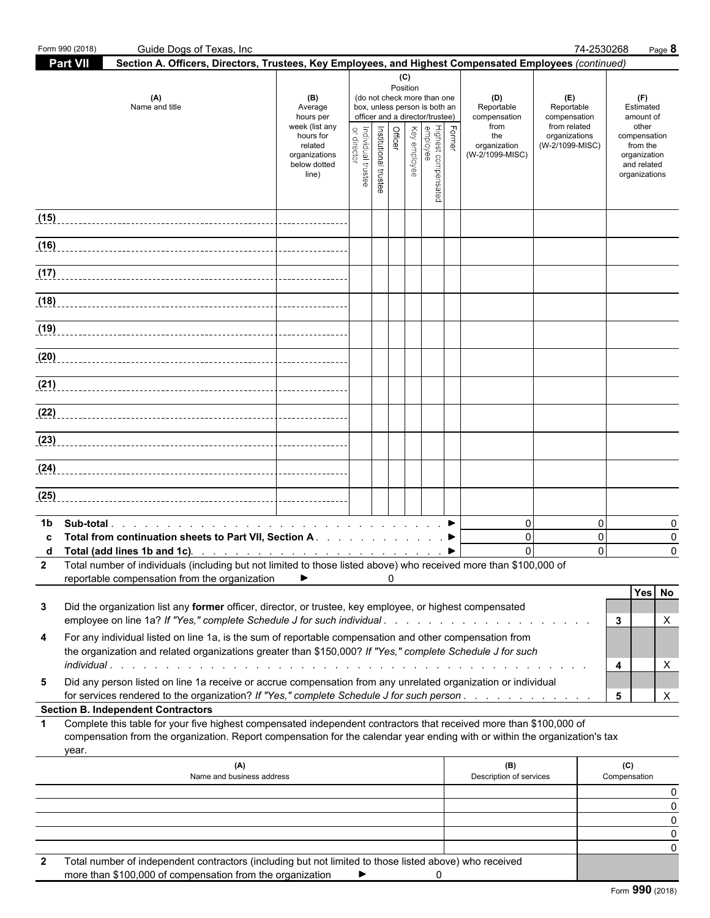Form 990 (2018) Guide Dogs of Texas, Inc 74-2530268

## Part VII Section A. Officers, Directors, Trustees, Key Employees, and Highest Compensated Employees *(continued)*

| (A) Name and title | (B) Average hours per week (list any hours for related organizations below dotted line) | (C) Position (do not check more than one box, unless person is both an officer and a director/trustee) Individual trustee or director | Institutional trustee | Officer | Key employee | Highest compensated employee | Former | (D) Reportable compensation from the organization (W-2/1099-MISC) | (E) Reportable compensation from related organizations (W-2/1099-MISC) | (F) Estimated amount of other compensation from the organization and related organizations |
|---|---|---|---|---|---|---|---|---|---|---|
| (15) | | | | | | | | | | |
| (16) | | | | | | | | | | |
| (17) | | | | | | | | | | |
| (18) | | | | | | | | | | |
| (19) | | | | | | | | | | |
| (20) | | | | | | | | | | |
| (21) | | | | | | | | | | |
| (22) | | | | | | | | | | |
| (23) | | | | | | | | | | |
| (24) | | | | | | | | | | |
| (25) | | | | | | | | | | |
| **1b Sub-total** ▶ | | | | | | | | 0 | 0 | 0 |
| **c Total from continuation sheets to Part VII, Section A** ▶ | | | | | | | | 0 | 0 | 0 |
| **d Total (add lines 1b and 1c)** ▶ | | | | | | | | 0 | 0 | 0 |

**2** Total number of individuals (including but not limited to those listed above) who received more than $100,000 of reportable compensation from the organization ▶ 0

| | | | Yes | No |
|---|---|---|---|---|
| **3** | Did the organization list any **former** officer, director, or trustee, key employee, or highest compensated employee on line 1a? *If "Yes," complete Schedule J for such individual* | 3 | | X |
| **4** | For any individual listed on line 1a, is the sum of reportable compensation and other compensation from the organization and related organizations greater than $150,000? *If "Yes," complete Schedule J for such individual* | 4 | | X |
| **5** | Did any person listed on line 1a receive or accrue compensation from any unrelated organization or individual for services rendered to the organization? *If "Yes," complete Schedule J for such person* | 5 | | X |

**Section B. Independent Contractors**

**1** Complete this table for your five highest compensated independent contractors that received more than $100,000 of compensation from the organization. Report compensation for the calendar year ending with or within the organization's tax year.

| (A) Name and business address | (B) Description of services | (C) Compensation |
|---|---|---|
| | | 0 |
| | | 0 |
| | | 0 |
| | | 0 |
| | | 0 |

**2** Total number of independent contractors (including but not limited to those listed above) who received more than $100,000 of compensation from the organization ▶ 0

Form **990** (2018)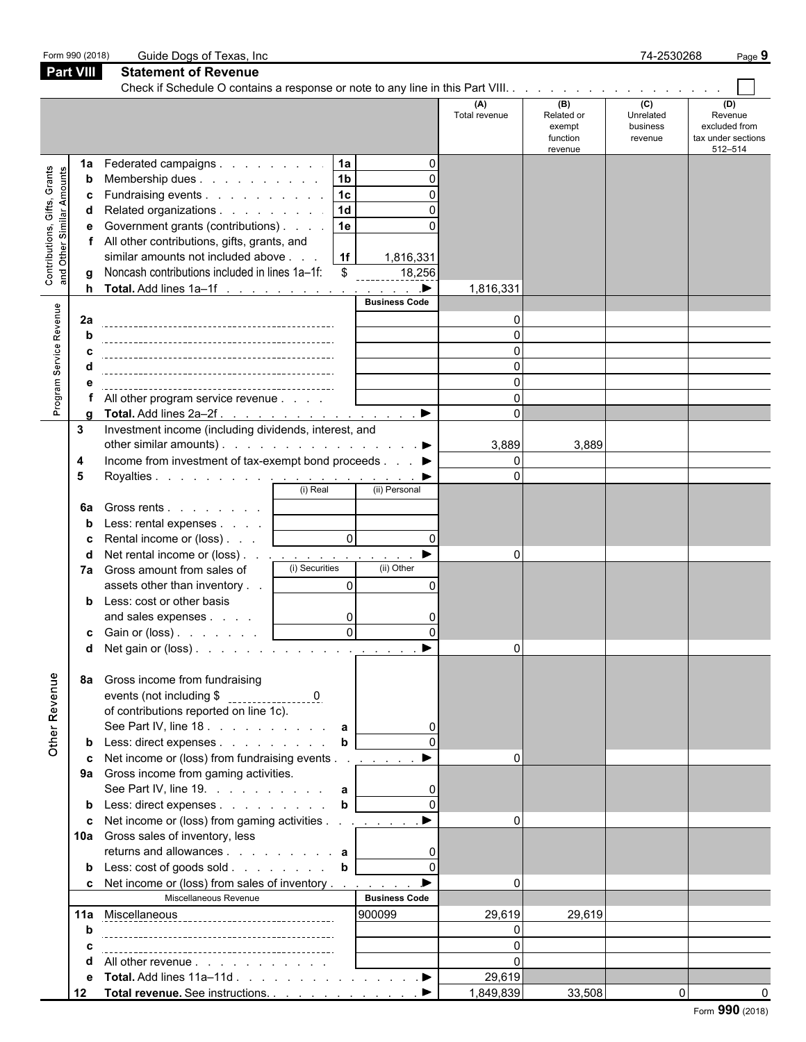Form 990 (2018) Guide Dogs of Texas, Inc 74-2530268

## Part VIII Statement of Revenue

Check if Schedule O contains a response or note to any line in this Part VIII. . . . . . . . . . . . . . . . . . ☐

| | | | | (A) Total revenue | (B) Related or exempt function revenue | (C) Unrelated business revenue | (D) Revenue excluded from tax under sections 512–514 |
|---|---|---|---|---|---|---|---|
| **Contributions, Gifts, Grants and Other Similar Amounts** | 1a Federated campaigns | 1a | 0 | | | | |
| | b Membership dues | 1b | 0 | | | | |
| | c Fundraising events | 1c | 0 | | | | |
| | d Related organizations | 1d | 0 | | | | |
| | e Government grants (contributions) | 1e | 0 | | | | |
| | f All other contributions, gifts, grants, and similar amounts not included above | 1f | 1,816,331 | | | | |
| | g Noncash contributions included in lines 1a–1f: $ 18,256 | | | | | | |
| | h **Total.** Add lines 1a–1f ▶ | | | 1,816,331 | | | |
| **Program Service Revenue** | | | Business Code | | | | |
| | 2a | | | 0 | | | |
| | b | | | 0 | | | |
| | c | | | 0 | | | |
| | d | | | 0 | | | |
| | e | | | 0 | | | |
| | f All other program service revenue | | | 0 | | | |
| | g **Total.** Add lines 2a–2f ▶ | | | 0 | | | |
| | 3 Investment income (including dividends, interest, and other similar amounts) ▶ | | | 3,889 | 3,889 | | |
| | 4 Income from investment of tax-exempt bond proceeds ▶ | | | 0 | | | |
| | 5 Royalties ▶ | | | 0 | | | |
| | | (i) Real | (ii) Personal | | | | |
| | 6a Gross rents | | | | | | |
| | b Less: rental expenses | | | | | | |
| | c Rental income or (loss) | 0 | 0 | | | | |
| | d Net rental income or (loss) ▶ | | | 0 | | | |
| | 7a Gross amount from sales of assets other than inventory | (i) Securities 0 | (ii) Other 0 | | | | |
| | b Less: cost or other basis and sales expenses | 0 | 0 | | | | |
| | c Gain or (loss) | 0 | 0 | | | | |
| | d Net gain or (loss) ▶ | | | 0 | | | |
| **Other Revenue** | 8a Gross income from fundraising events (not including $ 0 of contributions reported on line 1c). See Part IV, line 18 | a | 0 | | | | |
| | b Less: direct expenses | b | 0 | | | | |
| | c Net income or (loss) from fundraising events ▶ | | | 0 | | | |
| | 9a Gross income from gaming activities. See Part IV, line 19. | a | 0 | | | | |
| | b Less: direct expenses | b | 0 | | | | |
| | c Net income or (loss) from gaming activities ▶ | | | 0 | | | |
| | 10a Gross sales of inventory, less returns and allowances | a | 0 | | | | |
| | b Less: cost of goods sold | b | 0 | | | | |
| | c Net income or (loss) from sales of inventory ▶ | | | 0 | | | |
| | Miscellaneous Revenue | | Business Code | | | | |
| | 11a Miscellaneous | | 900099 | 29,619 | 29,619 | | |
| | b | | | 0 | | | |
| | c | | | 0 | | | |
| | d All other revenue | | | 0 | | | |
| | e **Total.** Add lines 11a–11d ▶ | | | 29,619 | | | |
| | 12 **Total revenue.** See instructions. ▶ | | | 1,849,839 | 33,508 | 0 | 0 |

Form **990** (2018)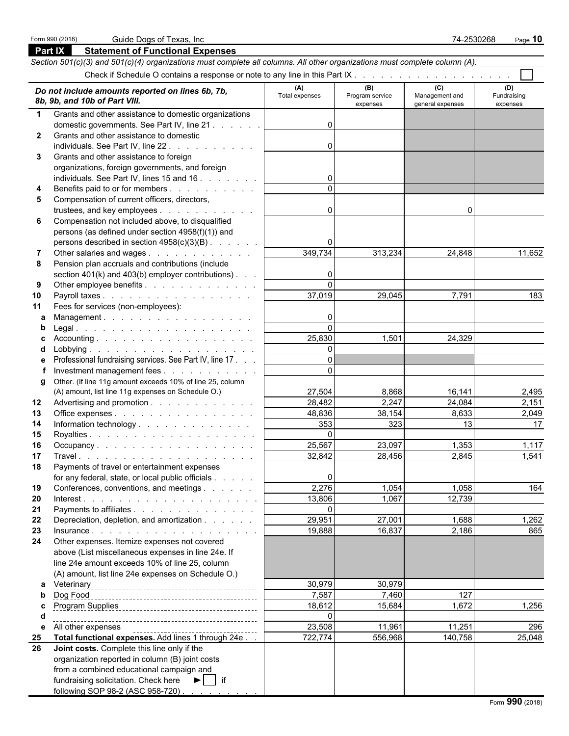Form 990 (2018) Guide Dogs of Texas, Inc 74-2530268

## Part IX Statement of Functional Expenses

*Section 501(c)(3) and 501(c)(4) organizations must complete all columns. All other organizations must complete column (A).*

Check if Schedule O contains a response or note to any line in this Part IX . . . . . . . . . . . . . . . . . . . ☐

| | ***Do not include amounts reported on lines 6b, 7b, 8b, 9b, and 10b of Part VIII.*** | (A) Total expenses | (B) Program service expenses | (C) Management and general expenses | (D) Fundraising expenses |
|---|---|---|---|---|---|
| 1 | Grants and other assistance to domestic organizations domestic governments. See Part IV, line 21 | 0 | | | |
| 2 | Grants and other assistance to domestic individuals. See Part IV, line 22 | 0 | | | |
| 3 | Grants and other assistance to foreign organizations, foreign governments, and foreign individuals. See Part IV, lines 15 and 16 | 0 | | | |
| 4 | Benefits paid to or for members | 0 | | | |
| 5 | Compensation of current officers, directors, trustees, and key employees | 0 | | 0 | |
| 6 | Compensation not included above, to disqualified persons (as defined under section 4958(f)(1)) and persons described in section 4958(c)(3)(B) | 0 | | | |
| 7 | Other salaries and wages | 349,734 | 313,234 | 24,848 | 11,652 |
| 8 | Pension plan accruals and contributions (include section 401(k) and 403(b) employer contributions) | 0 | | | |
| 9 | Other employee benefits | 0 | | | |
| 10 | Payroll taxes | 37,019 | 29,045 | 7,791 | 183 |
| 11 | Fees for services (non-employees): | | | | |
| a | Management | 0 | | | |
| b | Legal | 0 | | | |
| c | Accounting | 25,830 | 1,501 | 24,329 | |
| d | Lobbying | 0 | | | |
| e | Professional fundraising services. See Part IV, line 17 | 0 | | | |
| f | Investment management fees | 0 | | | |
| g | Other. (If line 11g amount exceeds 10% of line 25, column (A) amount, list line 11g expenses on Schedule O.) | 27,504 | 8,868 | 16,141 | 2,495 |
| 12 | Advertising and promotion | 28,482 | 2,247 | 24,084 | 2,151 |
| 13 | Office expenses | 48,836 | 38,154 | 8,633 | 2,049 |
| 14 | Information technology | 353 | 323 | 13 | 17 |
| 15 | Royalties | 0 | | | |
| 16 | Occupancy | 25,567 | 23,097 | 1,353 | 1,117 |
| 17 | Travel | 32,842 | 28,456 | 2,845 | 1,541 |
| 18 | Payments of travel or entertainment expenses for any federal, state, or local public officials | 0 | | | |
| 19 | Conferences, conventions, and meetings | 2,276 | 1,054 | 1,058 | 164 |
| 20 | Interest | 13,806 | 1,067 | 12,739 | |
| 21 | Payments to affiliates | 0 | | | |
| 22 | Depreciation, depletion, and amortization | 29,951 | 27,001 | 1,688 | 1,262 |
| 23 | Insurance | 19,888 | 16,837 | 2,186 | 865 |
| 24 | Other expenses. Itemize expenses not covered above (List miscellaneous expenses in line 24e. If line 24e amount exceeds 10% of line 25, column (A) amount, list line 24e expenses on Schedule O.) | | | | |
| a | Veterinary | 30,979 | 30,979 | | |
| b | Dog Food | 7,587 | 7,460 | 127 | |
| c | Program Supplies | 18,612 | 15,684 | 1,672 | 1,256 |
| d | | 0 | | | |
| e | All other expenses | 23,508 | 11,961 | 11,251 | 296 |
| 25 | **Total functional expenses.** Add lines 1 through 24e | 722,774 | 556,968 | 140,758 | 25,048 |
| 26 | **Joint costs.** Complete this line only if the organization reported in column (B) joint costs from a combined educational campaign and fundraising solicitation. Check here ► ☐ if following SOP 98-2 (ASC 958-720) | | | | |

Form **990** (2018)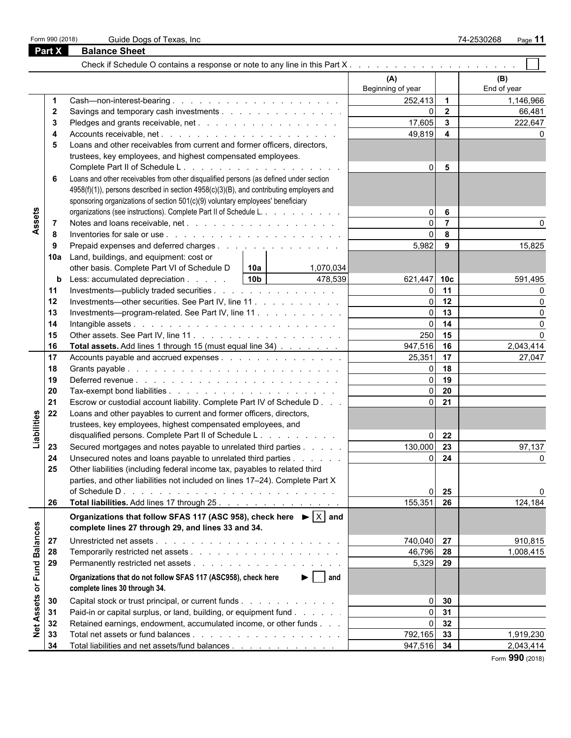Form 990 (2018) Guide Dogs of Texas, Inc 74-2530268 Page **11**

## Part X Balance Sheet

Check if Schedule O contains a response or note to any line in this Part X . . . . . . . . . . . . . . . . . . . . ☐

| | | | (A) Beginning of year | | (B) End of year |
|---|---|---|---|---|---|
| **Assets** | 1 | Cash—non-interest-bearing | 252,413 | 1 | 1,146,966 |
| | 2 | Savings and temporary cash investments | 0 | 2 | 66,481 |
| | 3 | Pledges and grants receivable, net | 17,605 | 3 | 222,647 |
| | 4 | Accounts receivable, net | 49,819 | 4 | 0 |
| | 5 | Loans and other receivables from current and former officers, directors, trustees, key employees, and highest compensated employees. Complete Part II of Schedule L | 0 | 5 | |
| | 6 | Loans and other receivables from other disqualified persons (as defined under section 4958(f)(1)), persons described in section 4958(c)(3)(B), and contributing employers and sponsoring organizations of section 501(c)(9) voluntary employees' beneficiary organizations (see instructions). Complete Part II of Schedule L | 0 | 6 | |
| | 7 | Notes and loans receivable, net | 0 | 7 | 0 |
| | 8 | Inventories for sale or use | 0 | 8 | |
| | 9 | Prepaid expenses and deferred charges | 5,982 | 9 | 15,825 |
| | 10a | Land, buildings, and equipment: cost or other basis. Complete Part VI of Schedule D — 10a: 1,070,034 | | | |
| | b | Less: accumulated depreciation — 10b: 478,539 | 621,447 | 10c | 591,495 |
| | 11 | Investments—publicly traded securities | 0 | 11 | 0 |
| | 12 | Investments—other securities. See Part IV, line 11 | 0 | 12 | 0 |
| | 13 | Investments—program-related. See Part IV, line 11 | 0 | 13 | 0 |
| | 14 | Intangible assets | 0 | 14 | 0 |
| | 15 | Other assets. See Part IV, line 11 | 250 | 15 | 0 |
| | 16 | **Total assets.** Add lines 1 through 15 (must equal line 34) | 947,516 | 16 | 2,043,414 |
| **Liabilities** | 17 | Accounts payable and accrued expenses | 25,351 | 17 | 27,047 |
| | 18 | Grants payable | 0 | 18 | |
| | 19 | Deferred revenue | 0 | 19 | |
| | 20 | Tax-exempt bond liabilities | 0 | 20 | |
| | 21 | Escrow or custodial account liability. Complete Part IV of Schedule D | 0 | 21 | |
| | 22 | Loans and other payables to current and former officers, directors, trustees, key employees, highest compensated employees, and disqualified persons. Complete Part II of Schedule L | 0 | 22 | |
| | 23 | Secured mortgages and notes payable to unrelated third parties | 130,000 | 23 | 97,137 |
| | 24 | Unsecured notes and loans payable to unrelated third parties | 0 | 24 | 0 |
| | 25 | Other liabilities (including federal income tax, payables to related third parties, and other liabilities not included on lines 17–24). Complete Part X of Schedule D | 0 | 25 | 0 |
| | 26 | **Total liabilities.** Add lines 17 through 25 | 155,351 | 26 | 124,184 |
| **Net Assets or Fund Balances** | | **Organizations that follow SFAS 117 (ASC 958), check here ► ☒ and complete lines 27 through 29, and lines 33 and 34.** | | | |
| | 27 | Unrestricted net assets | 740,040 | 27 | 910,815 |
| | 28 | Temporarily restricted net assets | 46,796 | 28 | 1,008,415 |
| | 29 | Permanently restricted net assets | 5,329 | 29 | |
| | | **Organizations that do not follow SFAS 117 (ASC958), check here ► ☐ and complete lines 30 through 34.** | | | |
| | 30 | Capital stock or trust principal, or current funds | 0 | 30 | |
| | 31 | Paid-in or capital surplus, or land, building, or equipment fund | 0 | 31 | |
| | 32 | Retained earnings, endowment, accumulated income, or other funds | 0 | 32 | |
| | 33 | Total net assets or fund balances | 792,165 | 33 | 1,919,230 |
| | 34 | Total liabilities and net assets/fund balances | 947,516 | 34 | 2,043,414 |

Form **990** (2018)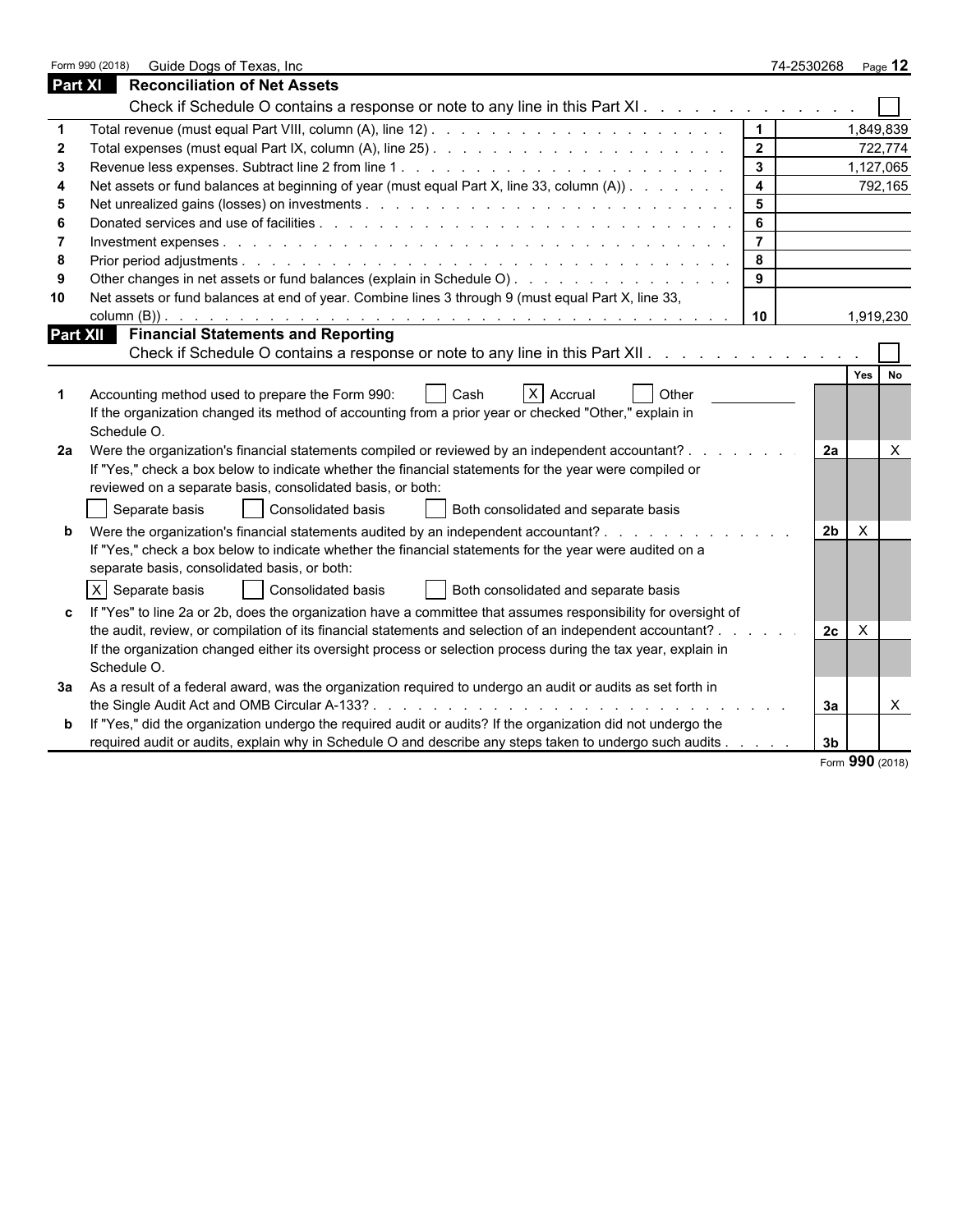Form 990 (2018) Guide Dogs of Texas, Inc 74-2530268

## Part XI Reconciliation of Net Assets

Check if Schedule O contains a response or note to any line in this Part XI . . . . . . . . . . . . . ☐

| | | | |
|---|---|---|---|
| 1 | Total revenue (must equal Part VIII, column (A), line 12) | 1 | 1,849,839 |
| 2 | Total expenses (must equal Part IX, column (A), line 25) | 2 | 722,774 |
| 3 | Revenue less expenses. Subtract line 2 from line 1 | 3 | 1,127,065 |
| 4 | Net assets or fund balances at beginning of year (must equal Part X, line 33, column (A)) | 4 | 792,165 |
| 5 | Net unrealized gains (losses) on investments | 5 | |
| 6 | Donated services and use of facilities | 6 | |
| 7 | Investment expenses | 7 | |
| 8 | Prior period adjustments | 8 | |
| 9 | Other changes in net assets or fund balances (explain in Schedule O) | 9 | |
| 10 | Net assets or fund balances at end of year. Combine lines 3 through 9 (must equal Part X, line 33, column (B)) | 10 | 1,919,230 |

## Part XII Financial Statements and Reporting

Check if Schedule O contains a response or note to any line in this Part XII . . . . . . . . . . . . . ☐

| | | | Yes | No |
|---|---|---|---|---|
| 1 | Accounting method used to prepare the Form 990: ☐ Cash ☒ Accrual ☐ Other<br>If the organization changed its method of accounting from a prior year or checked "Other," explain in Schedule O. | | | |
| 2a | Were the organization's financial statements compiled or reviewed by an independent accountant?<br>If "Yes," check a box below to indicate whether the financial statements for the year were compiled or reviewed on a separate basis, consolidated basis, or both:<br>☐ Separate basis ☐ Consolidated basis ☐ Both consolidated and separate basis | 2a | | X |
| b | Were the organization's financial statements audited by an independent accountant?<br>If "Yes," check a box below to indicate whether the financial statements for the year were audited on a separate basis, consolidated basis, or both:<br>☒ Separate basis ☐ Consolidated basis ☐ Both consolidated and separate basis | 2b | X | |
| c | If "Yes" to line 2a or 2b, does the organization have a committee that assumes responsibility for oversight of the audit, review, or compilation of its financial statements and selection of an independent accountant?<br>If the organization changed either its oversight process or selection process during the tax year, explain in Schedule O. | 2c | X | |
| 3a | As a result of a federal award, was the organization required to undergo an audit or audits as set forth in the Single Audit Act and OMB Circular A-133? | 3a | | X |
| b | If "Yes," did the organization undergo the required audit or audits? If the organization did not undergo the required audit or audits, explain why in Schedule O and describe any steps taken to undergo such audits | 3b | | |

Form 990 (2018)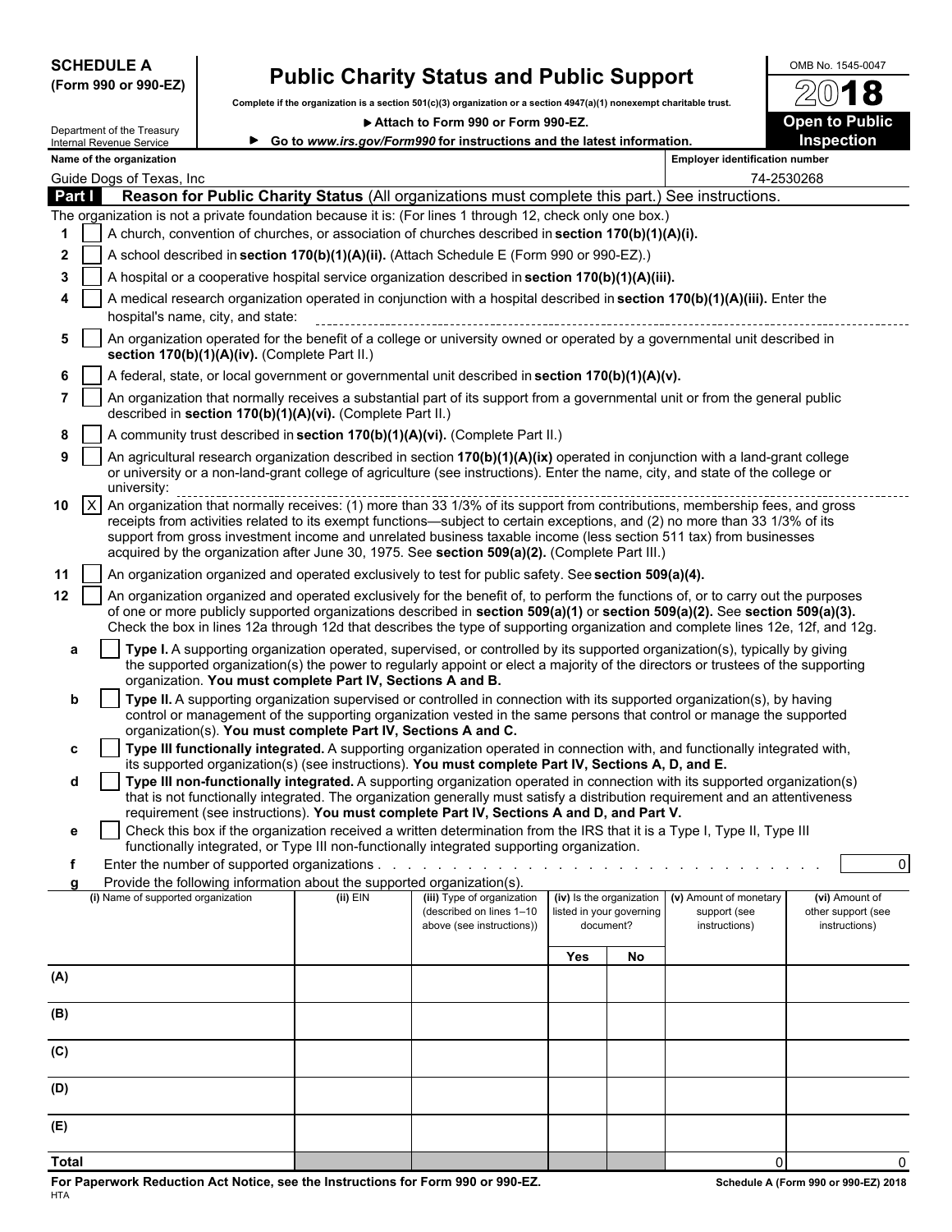**SCHEDULE A**
**(Form 990 or 990-EZ)**

Department of the Treasury
Internal Revenue Service

# Public Charity Status and Public Support

**Complete if the organization is a section 501(c)(3) organization or a section 4947(a)(1) nonexempt charitable trust.**

**► Attach to Form 990 or Form 990-EZ.**

**► Go to *www.irs.gov/Form990* for instructions and the latest information.**

OMB No. 1545-0047

**2018**

**Open to Public Inspection**

**Name of the organization**
Guide Dogs of Texas, Inc

**Employer identification number**
74-2530268

## Part I Reason for Public Charity Status (All organizations must complete this part.) See instructions.

The organization is not a private foundation because it is: (For lines 1 through 12, check only one box.)

1 [ ] A church, convention of churches, or association of churches described in **section 170(b)(1)(A)(i).**

2 [ ] A school described in **section 170(b)(1)(A)(ii).** (Attach Schedule E (Form 990 or 990-EZ).)

3 [ ] A hospital or a cooperative hospital service organization described in **section 170(b)(1)(A)(iii).**

4 [ ] A medical research organization operated in conjunction with a hospital described in **section 170(b)(1)(A)(iii).** Enter the hospital's name, city, and state:

5 [ ] An organization operated for the benefit of a college or university owned or operated by a governmental unit described in **section 170(b)(1)(A)(iv).** (Complete Part II.)

6 [ ] A federal, state, or local government or governmental unit described in **section 170(b)(1)(A)(v).**

7 [ ] An organization that normally receives a substantial part of its support from a governmental unit or from the general public described in **section 170(b)(1)(A)(vi).** (Complete Part II.)

8 [ ] A community trust described in **section 170(b)(1)(A)(vi).** (Complete Part II.)

9 [ ] An agricultural research organization described in section **170(b)(1)(A)(ix)** operated in conjunction with a land-grant college or university or a non-land-grant college of agriculture (see instructions). Enter the name, city, and state of the college or university:

10 [X] An organization that normally receives: (1) more than 33 1/3% of its support from contributions, membership fees, and gross receipts from activities related to its exempt functions—subject to certain exceptions, and (2) no more than 33 1/3% of its support from gross investment income and unrelated business taxable income (less section 511 tax) from businesses acquired by the organization after June 30, 1975. See **section 509(a)(2).** (Complete Part III.)

11 [ ] An organization organized and operated exclusively to test for public safety. See **section 509(a)(4).**

12 [ ] An organization organized and operated exclusively for the benefit of, to perform the functions of, or to carry out the purposes of one or more publicly supported organizations described in **section 509(a)(1)** or **section 509(a)(2).** See **section 509(a)(3).** Check the box in lines 12a through 12d that describes the type of supporting organization and complete lines 12e, 12f, and 12g.

a [ ] **Type I.** A supporting organization operated, supervised, or controlled by its supported organization(s), typically by giving the supported organization(s) the power to regularly appoint or elect a majority of the directors or trustees of the supporting organization. **You must complete Part IV, Sections A and B.**

b [ ] **Type II.** A supporting organization supervised or controlled in connection with its supported organization(s), by having control or management of the supporting organization vested in the same persons that control or manage the supported organization(s). **You must complete Part IV, Sections A and C.**

c [ ] **Type III functionally integrated.** A supporting organization operated in connection with, and functionally integrated with, its supported organization(s) (see instructions). **You must complete Part IV, Sections A, D, and E.**

d [ ] **Type III non-functionally integrated.** A supporting organization operated in connection with its supported organization(s) that is not functionally integrated. The organization generally must satisfy a distribution requirement and an attentiveness requirement (see instructions). **You must complete Part IV, Sections A and D, and Part V.**

e [ ] Check this box if the organization received a written determination from the IRS that it is a Type I, Type II, Type III functionally integrated, or Type III non-functionally integrated supporting organization.

f Enter the number of supported organizations . . . . . . . . . . 0

g Provide the following information about the supported organization(s).

| (i) Name of supported organization | (ii) EIN | (iii) Type of organization (described on lines 1–10 above (see instructions)) | (iv) Is the organization listed in your governing document? | | (v) Amount of monetary support (see instructions) | (vi) Amount of other support (see instructions) |
|---|---|---|---|---|---|---|
| | | | Yes | No | | |
| (A) | | | | | | |
| (B) | | | | | | |
| (C) | | | | | | |
| (D) | | | | | | |
| (E) | | | | | | |
| Total | | | | | 0 | 0 |

**For Paperwork Reduction Act Notice, see the Instructions for Form 990 or 990-EZ.**
HTA

**Schedule A (Form 990 or 990-EZ) 2018**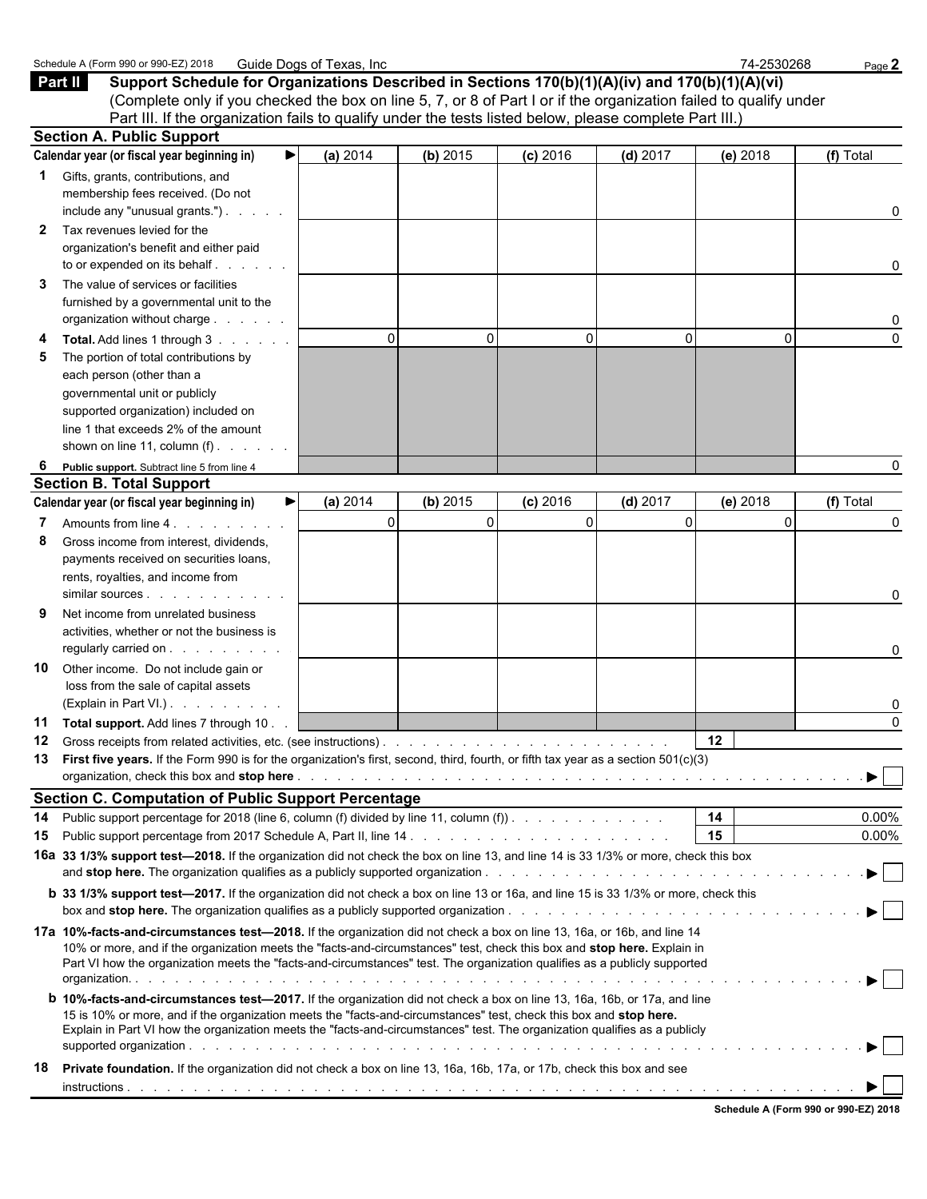Schedule A (Form 990 or 990-EZ) 2018 Guide Dogs of Texas, Inc 74-2530268

## Part II Support Schedule for Organizations Described in Sections 170(b)(1)(A)(iv) and 170(b)(1)(A)(vi)

(Complete only if you checked the box on line 5, 7, or 8 of Part I or if the organization failed to qualify under Part III. If the organization fails to qualify under the tests listed below, please complete Part III.)

### Section A. Public Support

| Calendar year (or fiscal year beginning in) ► | (a) 2014 | (b) 2015 | (c) 2016 | (d) 2017 | (e) 2018 | (f) Total |
|---|---|---|---|---|---|---|
| 1 Gifts, grants, contributions, and membership fees received. (Do not include any "unusual grants.") | | | | | | 0 |
| 2 Tax revenues levied for the organization's benefit and either paid to or expended on its behalf | | | | | | 0 |
| 3 The value of services or facilities furnished by a governmental unit to the organization without charge | | | | | | 0 |
| 4 **Total.** Add lines 1 through 3 | 0 | 0 | 0 | 0 | 0 | 0 |
| 5 The portion of total contributions by each person (other than a governmental unit or publicly supported organization) included on line 1 that exceeds 2% of the amount shown on line 11, column (f) | | | | | | |
| 6 **Public support.** Subtract line 5 from line 4 | | | | | | 0 |

### Section B. Total Support

| Calendar year (or fiscal year beginning in) ► | (a) 2014 | (b) 2015 | (c) 2016 | (d) 2017 | (e) 2018 | (f) Total |
|---|---|---|---|---|---|---|
| 7 Amounts from line 4 | 0 | 0 | 0 | 0 | 0 | 0 |
| 8 Gross income from interest, dividends, payments received on securities loans, rents, royalties, and income from similar sources | | | | | | 0 |
| 9 Net income from unrelated business activities, whether or not the business is regularly carried on | | | | | | 0 |
| 10 Other income. Do not include gain or loss from the sale of capital assets (Explain in Part VI.) | | | | | | 0 |
| 11 **Total support.** Add lines 7 through 10 | | | | | | 0 |

12 Gross receipts from related activities, etc. (see instructions) . . . **12**

13 **First five years.** If the Form 990 is for the organization's first, second, third, fourth, or fifth tax year as a section 501(c)(3) organization, check this box and **stop here** . . . ► ☐

### Section C. Computation of Public Support Percentage

14 Public support percentage for 2018 (line 6, column (f) divided by line 11, column (f)) . . . **14** 0.00%

15 Public support percentage from 2017 Schedule A, Part II, line 14 . . . **15** 0.00%

**16a 33 1/3% support test—2018.** If the organization did not check the box on line 13, and line 14 is 33 1/3% or more, check this box and **stop here.** The organization qualifies as a publicly supported organization . . . ► ☐

**b 33 1/3% support test—2017.** If the organization did not check a box on line 13 or 16a, and line 15 is 33 1/3% or more, check this box and **stop here.** The organization qualifies as a publicly supported organization . . . ► ☐

**17a 10%-facts-and-circumstances test—2018.** If the organization did not check a box on line 13, 16a, or 16b, and line 14 is 10% or more, and if the organization meets the "facts-and-circumstances" test, check this box and **stop here.** Explain in Part VI how the organization meets the "facts-and-circumstances" test. The organization qualifies as a publicly supported organization. . . . ► ☐

**b 10%-facts-and-circumstances test—2017.** If the organization did not check a box on line 13, 16a, 16b, or 17a, and line 15 is 10% or more, and if the organization meets the "facts-and-circumstances" test, check this box and **stop here.** Explain in Part VI how the organization meets the "facts-and-circumstances" test. The organization qualifies as a publicly supported organization . . . ► ☐

**18 Private foundation.** If the organization did not check a box on line 13, 16a, 16b, 17a, or 17b, check this box and see instructions . . . ► ☐

Schedule A (Form 990 or 990-EZ) 2018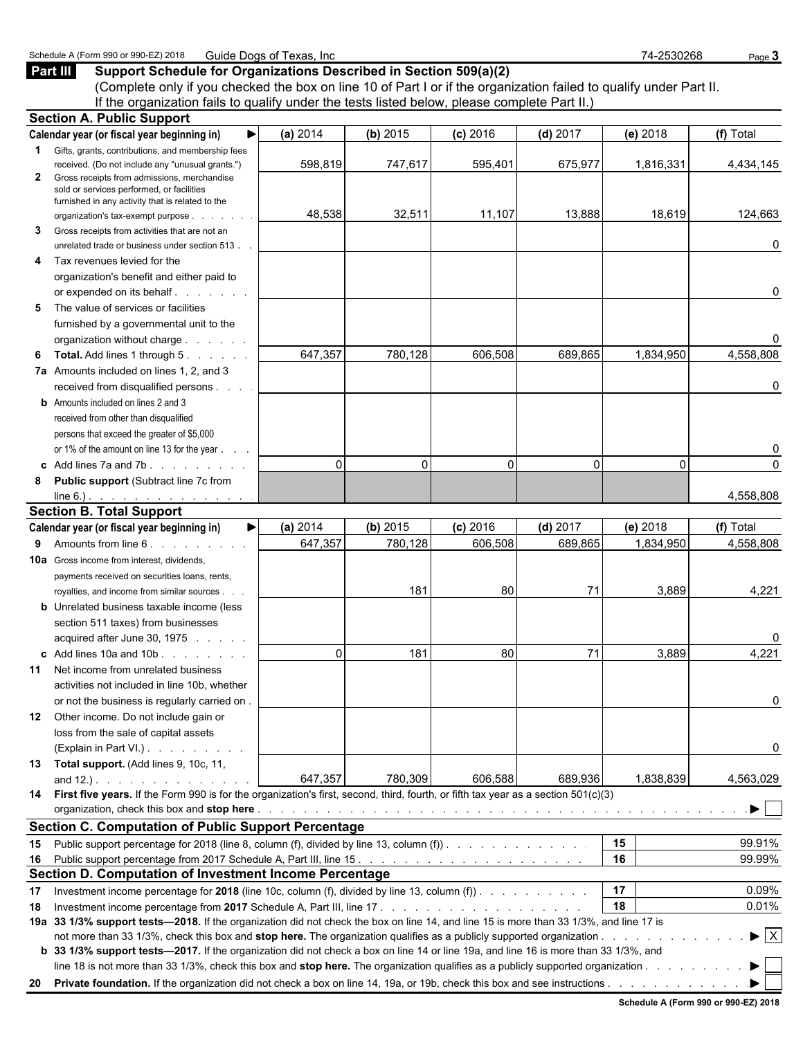Schedule A (Form 990 or 990-EZ) 2018 Guide Dogs of Texas, Inc 74-2530268

## Part III Support Schedule for Organizations Described in Section 509(a)(2)

(Complete only if you checked the box on line 10 of Part I or if the organization failed to qualify under Part II. If the organization fails to qualify under the tests listed below, please complete Part II.)

### Section A. Public Support

| Calendar year (or fiscal year beginning in) ► | (a) 2014 | (b) 2015 | (c) 2016 | (d) 2017 | (e) 2018 | (f) Total |
|---|---|---|---|---|---|---|
| 1 Gifts, grants, contributions, and membership fees received. (Do not include any "unusual grants.") | 598,819 | 747,617 | 595,401 | 675,977 | 1,816,331 | 4,434,145 |
| 2 Gross receipts from admissions, merchandise sold or services performed, or facilities furnished in any activity that is related to the organization's tax-exempt purpose | 48,538 | 32,511 | 11,107 | 13,888 | 18,619 | 124,663 |
| 3 Gross receipts from activities that are not an unrelated trade or business under section 513 | | | | | | 0 |
| 4 Tax revenues levied for the organization's benefit and either paid to or expended on its behalf | | | | | | 0 |
| 5 The value of services or facilities furnished by a governmental unit to the organization without charge | | | | | | 0 |
| 6 **Total.** Add lines 1 through 5 | 647,357 | 780,128 | 606,508 | 689,865 | 1,834,950 | 4,558,808 |
| 7a Amounts included on lines 1, 2, and 3 received from disqualified persons | | | | | | 0 |
| b Amounts included on lines 2 and 3 received from other than disqualified persons that exceed the greater of $5,000 or 1% of the amount on line 13 for the year | | | | | | 0 |
| c Add lines 7a and 7b | 0 | 0 | 0 | 0 | 0 | 0 |
| 8 **Public support** (Subtract line 7c from line 6.) | | | | | | 4,558,808 |

### Section B. Total Support

| Calendar year (or fiscal year beginning in) ► | (a) 2014 | (b) 2015 | (c) 2016 | (d) 2017 | (e) 2018 | (f) Total |
|---|---|---|---|---|---|---|
| 9 Amounts from line 6 | 647,357 | 780,128 | 606,508 | 689,865 | 1,834,950 | 4,558,808 |
| 10a Gross income from interest, dividends, payments received on securities loans, rents, royalties, and income from similar sources | | 181 | 80 | 71 | 3,889 | 4,221 |
| b Unrelated business taxable income (less section 511 taxes) from businesses acquired after June 30, 1975 | | | | | | 0 |
| c Add lines 10a and 10b | 0 | 181 | 80 | 71 | 3,889 | 4,221 |
| 11 Net income from unrelated business activities not included in line 10b, whether or not the business is regularly carried on | | | | | | 0 |
| 12 Other income. Do not include gain or loss from the sale of capital assets (Explain in Part VI.) | | | | | | 0 |
| 13 **Total support.** (Add lines 9, 10c, 11, and 12.) | 647,357 | 780,309 | 606,588 | 689,936 | 1,838,839 | 4,563,029 |

14 **First five years.** If the Form 990 is for the organization's first, second, third, fourth, or fifth tax year as a section 501(c)(3) organization, check this box and **stop here** ► ☐

### Section C. Computation of Public Support Percentage

| | | |
|---|---|---|
| 15 Public support percentage for 2018 (line 8, column (f), divided by line 13, column (f)) | 15 | 99.91% |
| 16 Public support percentage from 2017 Schedule A, Part III, line 15 | 16 | 99.99% |

### Section D. Computation of Investment Income Percentage

| | | |
|---|---|---|
| 17 Investment income percentage for **2018** (line 10c, column (f), divided by line 13, column (f)) | 17 | 0.09% |
| 18 Investment income percentage from **2017** Schedule A, Part III, line 17 | 18 | 0.01% |

19a **33 1/3% support tests—2018.** If the organization did not check the box on line 14, and line 15 is more than 33 1/3%, and line 17 is not more than 33 1/3%, check this box and **stop here.** The organization qualifies as a publicly supported organization ► ☒

b **33 1/3% support tests—2017.** If the organization did not check a box on line 14 or line 19a, and line 16 is more than 33 1/3%, and line 18 is not more than 33 1/3%, check this box and **stop here.** The organization qualifies as a publicly supported organization ► ☐

20 **Private foundation.** If the organization did not check a box on line 14, 19a, or 19b, check this box and see instructions ► ☐

Schedule A (Form 990 or 990-EZ) 2018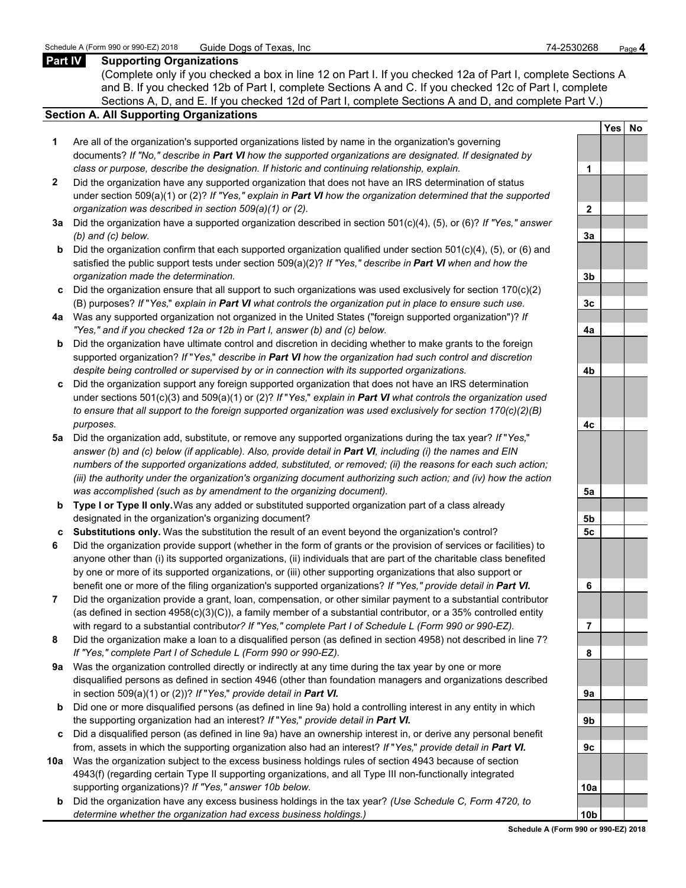## Part IV Supporting Organizations

(Complete only if you checked a box in line 12 on Part I. If you checked 12a of Part I, complete Sections A and B. If you checked 12b of Part I, complete Sections A and C. If you checked 12c of Part I, complete Sections A, D, and E. If you checked 12d of Part I, complete Sections A and D, and complete Part V.)

### Section A. All Supporting Organizations

| | | | Yes | No |
|---|---|---|---|---|
| **1** | Are all of the organization's supported organizations listed by name in the organization's governing documents? *If "No," describe in **Part VI** how the supported organizations are designated. If designated by class or purpose, describe the designation. If historic and continuing relationship, explain.* | 1 | | |
| **2** | Did the organization have any supported organization that does not have an IRS determination of status under section 509(a)(1) or (2)? *If "Yes," explain in **Part VI** how the organization determined that the supported organization was described in section 509(a)(1) or (2).* | 2 | | |
| **3a** | Did the organization have a supported organization described in section 501(c)(4), (5), or (6)? *If "Yes," answer (b) and (c) below.* | 3a | | |
| **b** | Did the organization confirm that each supported organization qualified under section 501(c)(4), (5), or (6) and satisfied the public support tests under section 509(a)(2)? *If "Yes," describe in **Part VI** when and how the organization made the determination.* | 3b | | |
| **c** | Did the organization ensure that all support to such organizations was used exclusively for section 170(c)(2)(B) purposes? *If "Yes," explain in **Part VI** what controls the organization put in place to ensure such use.* | 3c | | |
| **4a** | Was any supported organization not organized in the United States ("foreign supported organization")? *If "Yes," and if you checked 12a or 12b in Part I, answer (b) and (c) below.* | 4a | | |
| **b** | Did the organization have ultimate control and discretion in deciding whether to make grants to the foreign supported organization? *If "Yes," describe in **Part VI** how the organization had such control and discretion despite being controlled or supervised by or in connection with its supported organizations.* | 4b | | |
| **c** | Did the organization support any foreign supported organization that does not have an IRS determination under sections 501(c)(3) and 509(a)(1) or (2)? *If "Yes," explain in **Part VI** what controls the organization used to ensure that all support to the foreign supported organization was used exclusively for section 170(c)(2)(B) purposes.* | 4c | | |
| **5a** | Did the organization add, substitute, or remove any supported organizations during the tax year? *If "Yes," answer (b) and (c) below (if applicable). Also, provide detail in **Part VI**, including (i) the names and EIN numbers of the supported organizations added, substituted, or removed; (ii) the reasons for each such action; (iii) the authority under the organization's organizing document authorizing such action; and (iv) how the action was accomplished (such as by amendment to the organizing document).* | 5a | | |
| **b** | **Type I or Type II only.** Was any added or substituted supported organization part of a class already designated in the organization's organizing document? | 5b | | |
| **c** | **Substitutions only.** Was the substitution the result of an event beyond the organization's control? | 5c | | |
| **6** | Did the organization provide support (whether in the form of grants or the provision of services or facilities) to anyone other than (i) its supported organizations, (ii) individuals that are part of the charitable class benefited by one or more of its supported organizations, or (iii) other supporting organizations that also support or benefit one or more of the filing organization's supported organizations? *If "Yes," provide detail in **Part VI.*** | 6 | | |
| **7** | Did the organization provide a grant, loan, compensation, or other similar payment to a substantial contributor (as defined in section 4958(c)(3)(C)), a family member of a substantial contributor, or a 35% controlled entity with regard to a substantial contributor? *If "Yes," complete Part I of Schedule L (Form 990 or 990-EZ).* | 7 | | |
| **8** | Did the organization make a loan to a disqualified person (as defined in section 4958) not described in line 7? *If "Yes," complete Part I of Schedule L (Form 990 or 990-EZ).* | 8 | | |
| **9a** | Was the organization controlled directly or indirectly at any time during the tax year by one or more disqualified persons as defined in section 4946 (other than foundation managers and organizations described in section 509(a)(1) or (2))? *If "Yes," provide detail in **Part VI.*** | 9a | | |
| **b** | Did one or more disqualified persons (as defined in line 9a) hold a controlling interest in any entity in which the supporting organization had an interest? *If "Yes," provide detail in **Part VI.*** | 9b | | |
| **c** | Did a disqualified person (as defined in line 9a) have an ownership interest in, or derive any personal benefit from, assets in which the supporting organization also had an interest? *If "Yes," provide detail in **Part VI.*** | 9c | | |
| **10a** | Was the organization subject to the excess business holdings rules of section 4943 because of section 4943(f) (regarding certain Type II supporting organizations, and all Type III non-functionally integrated supporting organizations)? *If "Yes," answer 10b below.* | 10a | | |
| **b** | Did the organization have any excess business holdings in the tax year? *(Use Schedule C, Form 4720, to determine whether the organization had excess business holdings.)* | 10b | | |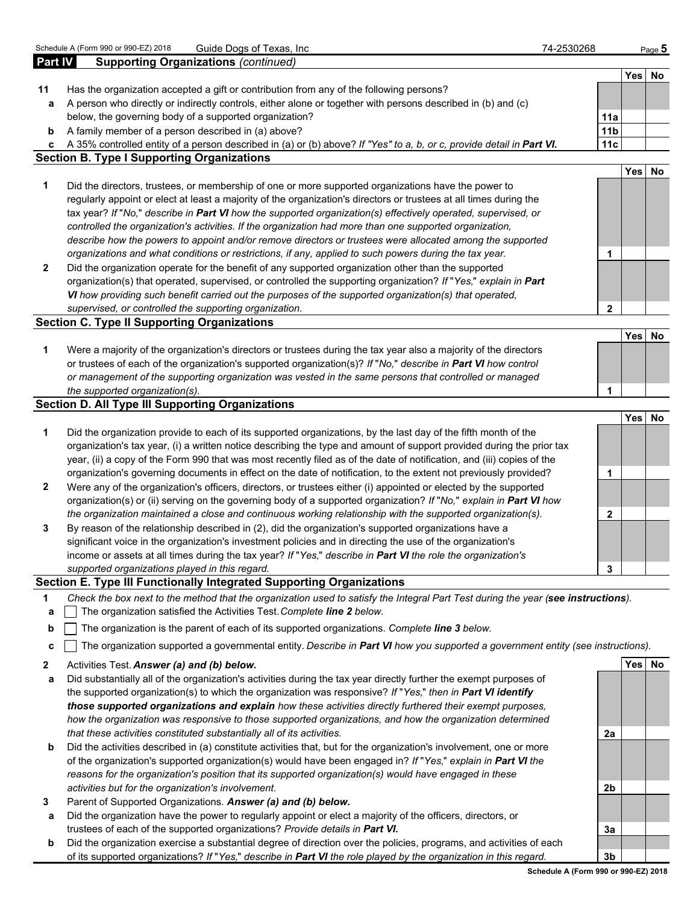Schedule A (Form 990 or 990-EZ) 2018 Guide Dogs of Texas, Inc 74-2530268

## Part IV Supporting Organizations *(continued)*

| | | | Yes | No |
|---|---|---|---|---|
| **11** | Has the organization accepted a gift or contribution from any of the following persons? | | | |
| **a** | A person who directly or indirectly controls, either alone or together with persons described in (b) and (c) below, the governing body of a supported organization? | **11a** | | |
| **b** | A family member of a person described in (a) above? | **11b** | | |
| **c** | A 35% controlled entity of a person described in (a) or (b) above? *If "Yes" to a, b, or c, provide detail in **Part VI.*** | **11c** | | |

### Section B. Type I Supporting Organizations

| | | | Yes | No |
|---|---|---|---|---|
| **1** | Did the directors, trustees, or membership of one or more supported organizations have the power to regularly appoint or elect at least a majority of the organization's directors or trustees at all times during the tax year? *If "No," describe in **Part VI** how the supported organization(s) effectively operated, supervised, or controlled the organization's activities. If the organization had more than one supported organization, describe how the powers to appoint and/or remove directors or trustees were allocated among the supported organizations and what conditions or restrictions, if any, applied to such powers during the tax year.* | **1** | | |
| **2** | Did the organization operate for the benefit of any supported organization other than the supported organization(s) that operated, supervised, or controlled the supporting organization? *If "Yes," explain in **Part VI** how providing such benefit carried out the purposes of the supported organization(s) that operated, supervised, or controlled the supporting organization.* | **2** | | |

### Section C. Type II Supporting Organizations

| | | | Yes | No |
|---|---|---|---|---|
| **1** | Were a majority of the organization's directors or trustees during the tax year also a majority of the directors or trustees of each of the organization's supported organization(s)? *If "No," describe in **Part VI** how control or management of the supporting organization was vested in the same persons that controlled or managed the supported organization(s).* | **1** | | |

### Section D. All Type III Supporting Organizations

| | | | Yes | No |
|---|---|---|---|---|
| **1** | Did the organization provide to each of its supported organizations, by the last day of the fifth month of the organization's tax year, (i) a written notice describing the type and amount of support provided during the prior tax year, (ii) a copy of the Form 990 that was most recently filed as of the date of notification, and (iii) copies of the organization's governing documents in effect on the date of notification, to the extent not previously provided? | **1** | | |
| **2** | Were any of the organization's officers, directors, or trustees either (i) appointed or elected by the supported organization(s) or (ii) serving on the governing body of a supported organization? *If "No," explain in **Part VI** how the organization maintained a close and continuous working relationship with the supported organization(s).* | **2** | | |
| **3** | By reason of the relationship described in (2), did the organization's supported organizations have a significant voice in the organization's investment policies and in directing the use of the organization's income or assets at all times during the tax year? *If "Yes," describe in **Part VI** the role the organization's supported organizations played in this regard.* | **3** | | |

### Section E. Type III Functionally Integrated Supporting Organizations

**1** *Check the box next to the method that the organization used to satisfy the Integral Part Test during the year (**see instructions**).*

- **a** ☐ The organization satisfied the Activities Test. *Complete **line 2** below.*
- **b** ☐ The organization is the parent of each of its supported organizations. *Complete **line 3** below.*
- **c** ☐ The organization supported a governmental entity. *Describe in **Part VI** how you supported a government entity (see instructions).*

| | | | Yes | No |
|---|---|---|---|---|
| **2** | Activities Test. ***Answer (a) and (b) below.*** | | | |
| **a** | Did substantially all of the organization's activities during the tax year directly further the exempt purposes of the supported organization(s) to which the organization was responsive? *If "Yes," then in **Part VI identify those supported organizations and explain** how these activities directly furthered their exempt purposes, how the organization was responsive to those supported organizations, and how the organization determined that these activities constituted substantially all of its activities.* | **2a** | | |
| **b** | Did the activities described in (a) constitute activities that, but for the organization's involvement, one or more of the organization's supported organization(s) would have been engaged in? *If "Yes," explain in **Part VI** the reasons for the organization's position that its supported organization(s) would have engaged in these activities but for the organization's involvement.* | **2b** | | |
| **3** | Parent of Supported Organizations. ***Answer (a) and (b) below.*** | | | |
| **a** | Did the organization have the power to regularly appoint or elect a majority of the officers, directors, or trustees of each of the supported organizations? ***Provide details in Part VI.*** | **3a** | | |
| **b** | Did the organization exercise a substantial degree of direction over the policies, programs, and activities of each of its supported organizations? *If "Yes," describe in **Part VI** the role played by the organization in this regard.* | **3b** | | |

**Schedule A (Form 990 or 990-EZ) 2018**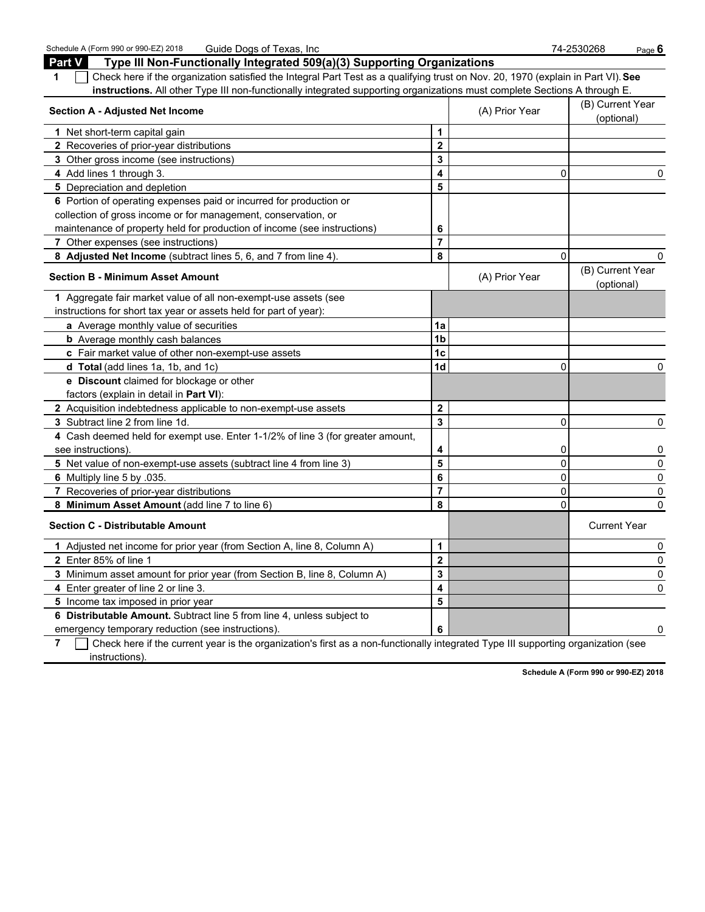Schedule A (Form 990 or 990-EZ) 2018 Guide Dogs of Texas, Inc 74-2530268

## Part V Type III Non-Functionally Integrated 509(a)(3) Supporting Organizations

**1** ☐ Check here if the organization satisfied the Integral Part Test as a qualifying trust on Nov. 20, 1970 (explain in Part VI). **See instructions.** All other Type III non-functionally integrated supporting organizations must complete Sections A through E.

| **Section A - Adjusted Net Income** | | (A) Prior Year | (B) Current Year (optional) |
|---|---|---|---|
| **1** Net short-term capital gain | 1 | | |
| **2** Recoveries of prior-year distributions | 2 | | |
| **3** Other gross income (see instructions) | 3 | | |
| **4** Add lines 1 through 3. | 4 | 0 | 0 |
| **5** Depreciation and depletion | 5 | | |
| **6** Portion of operating expenses paid or incurred for production or collection of gross income or for management, conservation, or maintenance of property held for production of income (see instructions) | 6 | | |
| **7** Other expenses (see instructions) | 7 | | |
| **8 Adjusted Net Income** (subtract lines 5, 6, and 7 from line 4). | 8 | 0 | 0 |

| **Section B - Minimum Asset Amount** | | (A) Prior Year | (B) Current Year (optional) |
|---|---|---|---|
| **1** Aggregate fair market value of all non-exempt-use assets (see instructions for short tax year or assets held for part of year): | | | |
| **a** Average monthly value of securities | 1a | | |
| **b** Average monthly cash balances | 1b | | |
| **c** Fair market value of other non-exempt-use assets | 1c | | |
| **d Total** (add lines 1a, 1b, and 1c) | 1d | 0 | 0 |
| **e Discount** claimed for blockage or other factors (explain in detail in **Part VI**): | | | |
| **2** Acquisition indebtedness applicable to non-exempt-use assets | 2 | | |
| **3** Subtract line 2 from line 1d. | 3 | 0 | 0 |
| **4** Cash deemed held for exempt use. Enter 1-1/2% of line 3 (for greater amount, see instructions). | 4 | 0 | 0 |
| **5** Net value of non-exempt-use assets (subtract line 4 from line 3) | 5 | 0 | 0 |
| **6** Multiply line 5 by .035. | 6 | 0 | 0 |
| **7** Recoveries of prior-year distributions | 7 | 0 | 0 |
| **8 Minimum Asset Amount** (add line 7 to line 6) | 8 | 0 | 0 |

| **Section C - Distributable Amount** | | | Current Year |
|---|---|---|---|
| **1** Adjusted net income for prior year (from Section A, line 8, Column A) | 1 | | 0 |
| **2** Enter 85% of line 1 | 2 | | 0 |
| **3** Minimum asset amount for prior year (from Section B, line 8, Column A) | 3 | | 0 |
| **4** Enter greater of line 2 or line 3. | 4 | | 0 |
| **5** Income tax imposed in prior year | 5 | | |
| **6 Distributable Amount.** Subtract line 5 from line 4, unless subject to emergency temporary reduction (see instructions). | 6 | | 0 |

**7** ☐ Check here if the current year is the organization's first as a non-functionally integrated Type III supporting organization (see instructions).

**Schedule A (Form 990 or 990-EZ) 2018**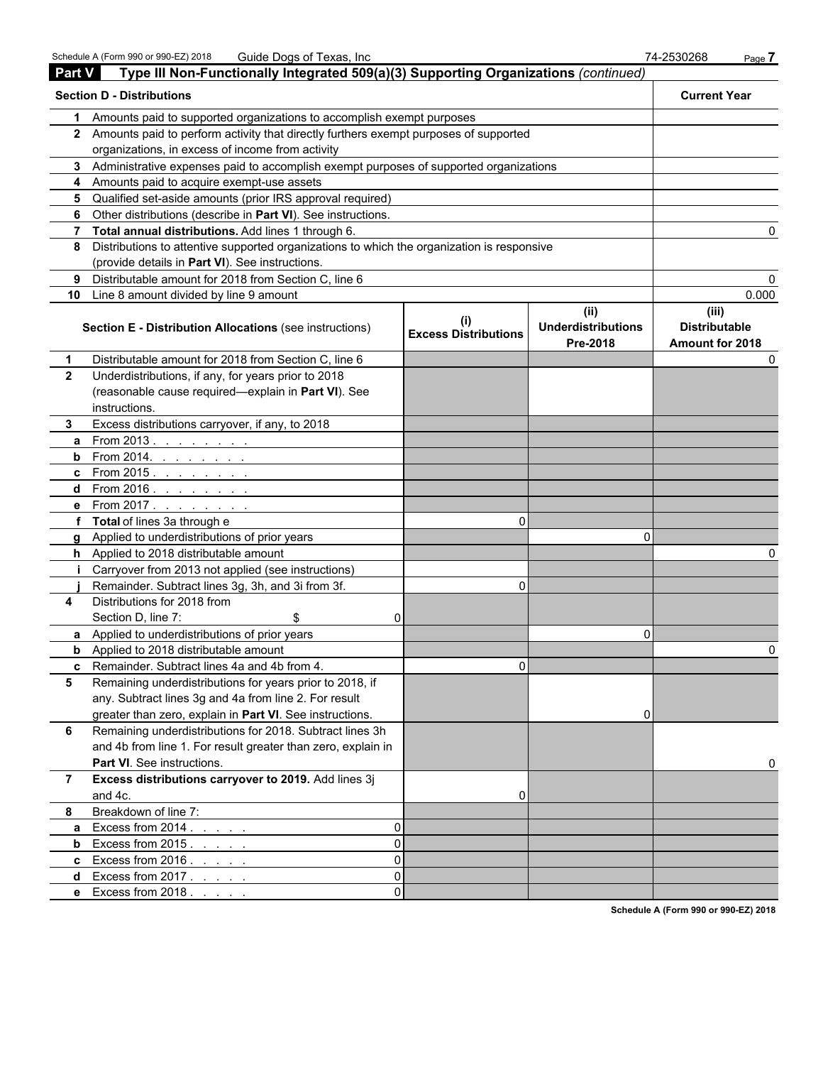Schedule A (Form 990 or 990-EZ) 2018 Guide Dogs of Texas, Inc 74-2530268

## Part V Type III Non-Functionally Integrated 509(a)(3) Supporting Organizations *(continued)*

| | **Section D - Distributions** | **Current Year** |
|---|---|---|
| **1** | Amounts paid to supported organizations to accomplish exempt purposes | |
| **2** | Amounts paid to perform activity that directly furthers exempt purposes of supported organizations, in excess of income from activity | |
| **3** | Administrative expenses paid to accomplish exempt purposes of supported organizations | |
| **4** | Amounts paid to acquire exempt-use assets | |
| **5** | Qualified set-aside amounts (prior IRS approval required) | |
| **6** | Other distributions (describe in **Part VI**). See instructions. | |
| **7** | **Total annual distributions.** Add lines 1 through 6. | 0 |
| **8** | Distributions to attentive supported organizations to which the organization is responsive (provide details in **Part VI**). See instructions. | |
| **9** | Distributable amount for 2018 from Section C, line 6 | 0 |
| **10** | Line 8 amount divided by line 9 amount | 0.000 |

| | **Section E - Distribution Allocations** (see instructions) | **(i) Excess Distributions** | **(ii) Underdistributions Pre-2018** | **(iii) Distributable Amount for 2018** |
|---|---|---|---|---|
| **1** | Distributable amount for 2018 from Section C, line 6 | | | 0 |
| **2** | Underdistributions, if any, for years prior to 2018 (reasonable cause required—explain in **Part VI**). See instructions. | | | |
| **3** | Excess distributions carryover, if any, to 2018 | | | |
| **a** | From 2013 | | | |
| **b** | From 2014 | | | |
| **c** | From 2015 | | | |
| **d** | From 2016 | | | |
| **e** | From 2017 | | | |
| **f** | **Total** of lines 3a through e | 0 | | |
| **g** | Applied to underdistributions of prior years | | 0 | |
| **h** | Applied to 2018 distributable amount | | | 0 |
| **i** | Carryover from 2013 not applied (see instructions) | | | |
| **j** | Remainder. Subtract lines 3g, 3h, and 3i from 3f. | 0 | | |
| **4** | Distributions for 2018 from Section D, line 7: $ 0 | | | |
| **a** | Applied to underdistributions of prior years | | 0 | |
| **b** | Applied to 2018 distributable amount | | | 0 |
| **c** | Remainder. Subtract lines 4a and 4b from 4. | 0 | | |
| **5** | Remaining underdistributions for years prior to 2018, if any. Subtract lines 3g and 4a from line 2. For result greater than zero, explain in **Part VI**. See instructions. | | 0 | |
| **6** | Remaining underdistributions for 2018. Subtract lines 3h and 4b from line 1. For result greater than zero, explain in **Part VI**. See instructions. | | | 0 |
| **7** | **Excess distributions carryover to 2019.** Add lines 3j and 4c. | 0 | | |
| **8** | Breakdown of line 7: | | | |
| **a** | Excess from 2014 . . . . . 0 | | | |
| **b** | Excess from 2015 . . . . . 0 | | | |
| **c** | Excess from 2016 . . . . . 0 | | | |
| **d** | Excess from 2017 . . . . . 0 | | | |
| **e** | Excess from 2018 . . . . . 0 | | | |

**Schedule A (Form 990 or 990-EZ) 2018**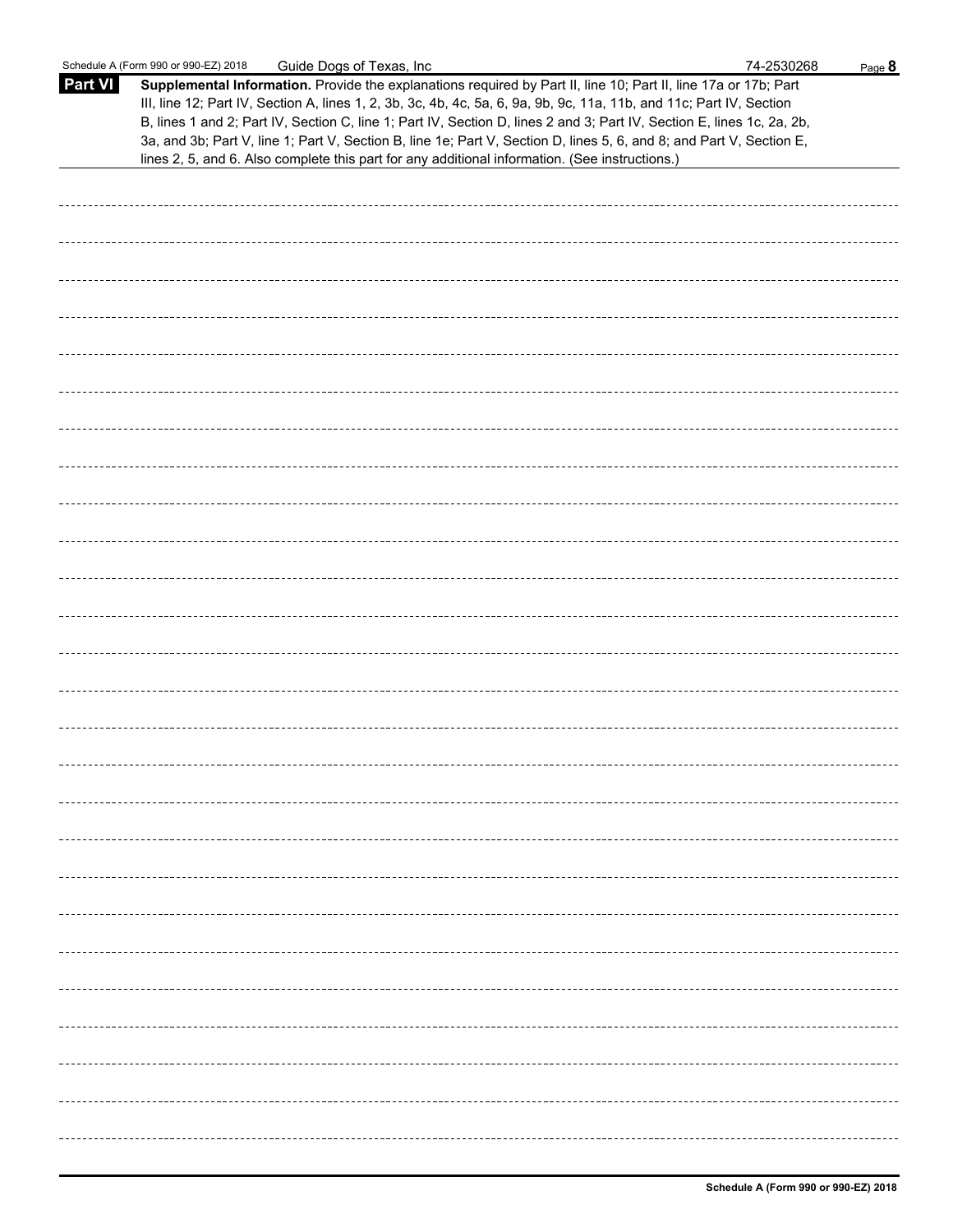Schedule A (Form 990 or 990-EZ) 2018 Guide Dogs of Texas, Inc 74-2530268

**Part VI** **Supplemental Information.** Provide the explanations required by Part II, line 10; Part II, line 17a or 17b; Part III, line 12; Part IV, Section A, lines 1, 2, 3b, 3c, 4b, 4c, 5a, 6, 9a, 9b, 9c, 11a, 11b, and 11c; Part IV, Section B, lines 1 and 2; Part IV, Section C, line 1; Part IV, Section D, lines 2 and 3; Part IV, Section E, lines 1c, 2a, 2b, 3a, and 3b; Part V, line 1; Part V, Section B, line 1e; Part V, Section D, lines 5, 6, and 8; and Part V, Section E, lines 2, 5, and 6. Also complete this part for any additional information. (See instructions.)

Schedule A (Form 990 or 990-EZ) 2018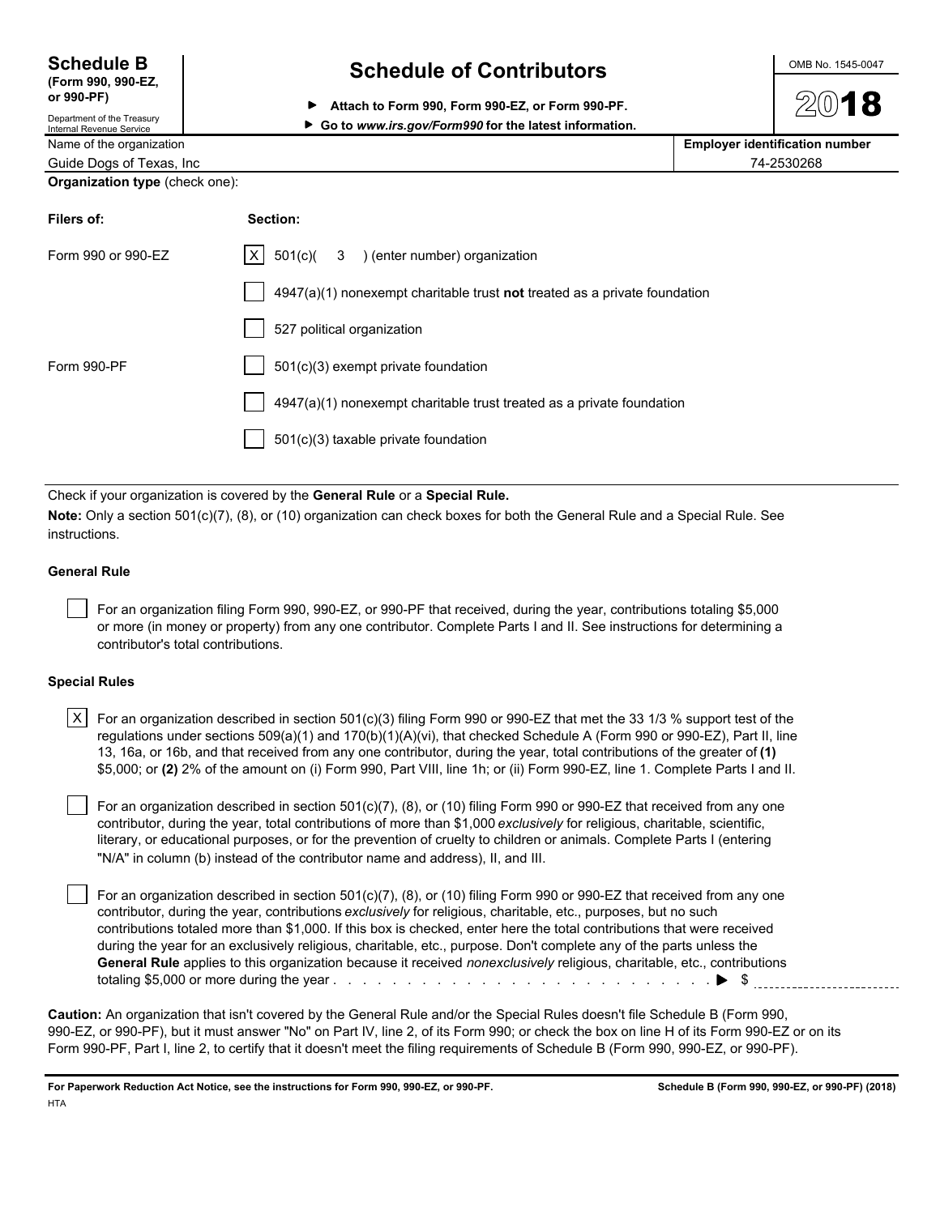**Schedule B**
**(Form 990, 990-EZ, or 990-PF)**
Department of the Treasury
Internal Revenue Service

# Schedule of Contributors

▶ **Attach to Form 990, Form 990-EZ, or Form 990-PF.**
▶ **Go to *www.irs.gov/Form990* for the latest information.**

OMB No. 1545-0047

**2018**

| Name of the organization | Employer identification number |
|---|---|
| Guide Dogs of Texas, Inc | 74-2530268 |

**Organization type** (check one):

| Filers of: | Section: |
|---|---|
| Form 990 or 990-EZ | [X] 501(c)( 3 ) (enter number) organization |
| | [ ] 4947(a)(1) nonexempt charitable trust **not** treated as a private foundation |
| | [ ] 527 political organization |
| Form 990-PF | [ ] 501(c)(3) exempt private foundation |
| | [ ] 4947(a)(1) nonexempt charitable trust treated as a private foundation |
| | [ ] 501(c)(3) taxable private foundation |

Check if your organization is covered by the **General Rule** or a **Special Rule.**

**Note:** Only a section 501(c)(7), (8), or (10) organization can check boxes for both the General Rule and a Special Rule. See instructions.

### General Rule

[ ] For an organization filing Form 990, 990-EZ, or 990-PF that received, during the year, contributions totaling $5,000 or more (in money or property) from any one contributor. Complete Parts I and II. See instructions for determining a contributor's total contributions.

### Special Rules

[X] For an organization described in section 501(c)(3) filing Form 990 or 990-EZ that met the 33 1/3 % support test of the regulations under sections 509(a)(1) and 170(b)(1)(A)(vi), that checked Schedule A (Form 990 or 990-EZ), Part II, line 13, 16a, or 16b, and that received from any one contributor, during the year, total contributions of the greater of **(1)** $5,000; or **(2)** 2% of the amount on (i) Form 990, Part VIII, line 1h; or (ii) Form 990-EZ, line 1. Complete Parts I and II.

[ ] For an organization described in section 501(c)(7), (8), or (10) filing Form 990 or 990-EZ that received from any one contributor, during the year, total contributions of more than $1,000 *exclusively* for religious, charitable, scientific, literary, or educational purposes, or for the prevention of cruelty to children or animals. Complete Parts I (entering "N/A" in column (b) instead of the contributor name and address), II, and III.

[ ] For an organization described in section 501(c)(7), (8), or (10) filing Form 990 or 990-EZ that received from any one contributor, during the year, contributions *exclusively* for religious, charitable, etc., purposes, but no such contributions totaled more than $1,000. If this box is checked, enter here the total contributions that were received during the year for an exclusively religious, charitable, etc., purpose. Don't complete any of the parts unless the **General Rule** applies to this organization because it received *nonexclusively* religious, charitable, etc., contributions totaling $5,000 or more during the year . . . . . . . . . . . . . . . . . . . . . . . . . . . . . ▶ $ ____________

**Caution:** An organization that isn't covered by the General Rule and/or the Special Rules doesn't file Schedule B (Form 990, 990-EZ, or 990-PF), but it must answer "No" on Part IV, line 2, of its Form 990; or check the box on line H of its Form 990-EZ or on its Form 990-PF, Part I, line 2, to certify that it doesn't meet the filing requirements of Schedule B (Form 990, 990-EZ, or 990-PF).

**For Paperwork Reduction Act Notice, see the instructions for Form 990, 990-EZ, or 990-PF.** **Schedule B (Form 990, 990-EZ, or 990-PF) (2018)**
HTA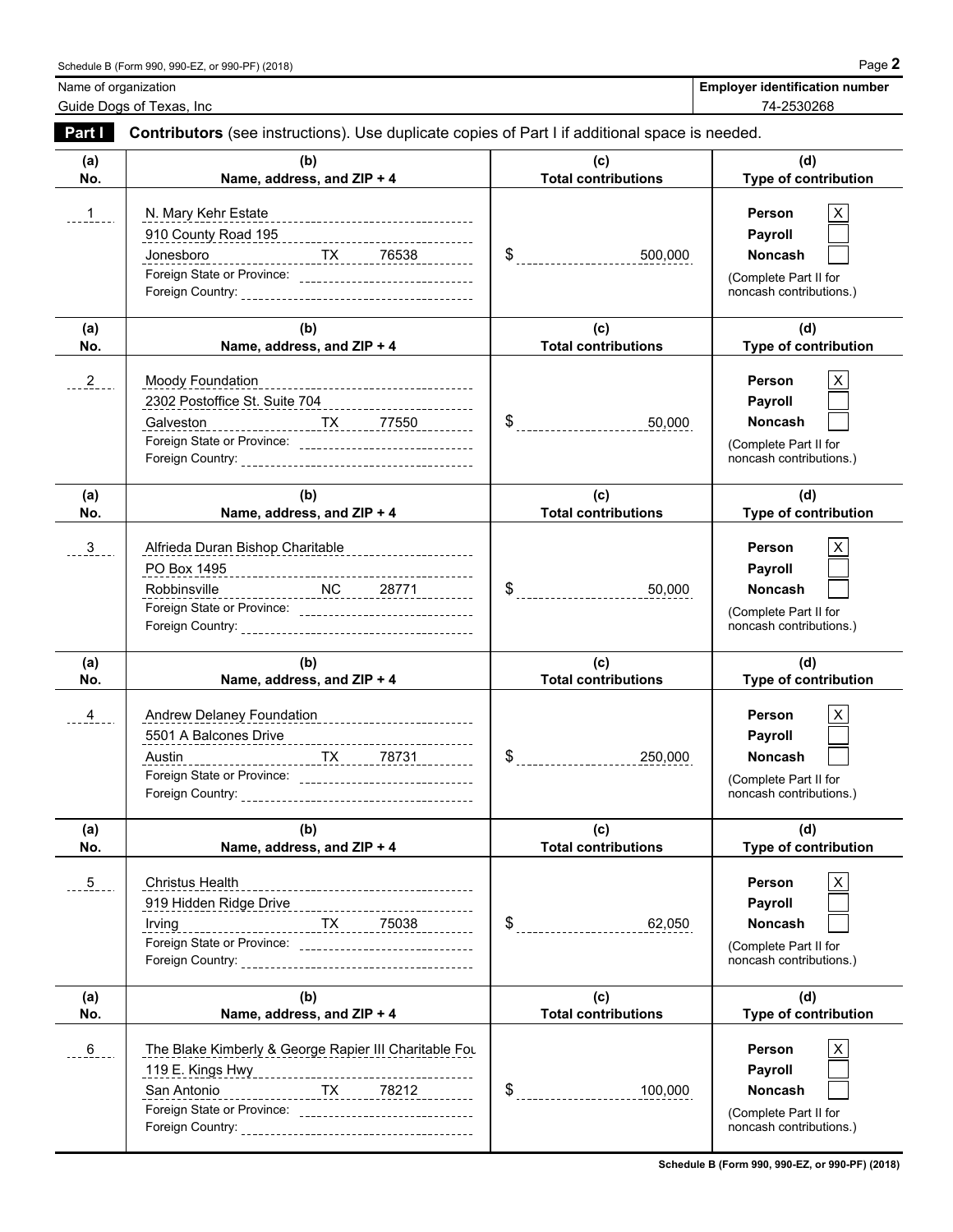Name of organization: Guide Dogs of Texas, Inc

**Employer identification number:** 74-2530268

**Part I** **Contributors** (see instructions). Use duplicate copies of Part I if additional space is needed.

| (a) No. | (b) Name, address, and ZIP + 4 | (c) Total contributions | (d) Type of contribution |
|---|---|---|---|
| 1 | N. Mary Kehr Estate<br>910 County Road 195<br>Jonesboro TX 76538<br>Foreign State or Province:<br>Foreign Country: | $ 500,000 | Person [X]<br>Payroll [ ]<br>Noncash [ ]<br>(Complete Part II for noncash contributions.) |
| 2 | Moody Foundation<br>2302 Postoffice St. Suite 704<br>Galveston TX 77550<br>Foreign State or Province:<br>Foreign Country: | $ 50,000 | Person [X]<br>Payroll [ ]<br>Noncash [ ]<br>(Complete Part II for noncash contributions.) |
| 3 | Alfrieda Duran Bishop Charitable<br>PO Box 1495<br>Robbinsville NC 28771<br>Foreign State or Province:<br>Foreign Country: | $ 50,000 | Person [X]<br>Payroll [ ]<br>Noncash [ ]<br>(Complete Part II for noncash contributions.) |
| 4 | Andrew Delaney Foundation<br>5501 A Balcones Drive<br>Austin TX 78731<br>Foreign State or Province:<br>Foreign Country: | $ 250,000 | Person [X]<br>Payroll [ ]<br>Noncash [ ]<br>(Complete Part II for noncash contributions.) |
| 5 | Christus Health<br>919 Hidden Ridge Drive<br>Irving TX 75038<br>Foreign State or Province:<br>Foreign Country: | $ 62,050 | Person [X]<br>Payroll [ ]<br>Noncash [ ]<br>(Complete Part II for noncash contributions.) |
| 6 | The Blake Kimberly & George Rapier III Charitable Fou<br>119 E. Kings Hwy<br>San Antonio TX 78212<br>Foreign State or Province:<br>Foreign Country: | $ 100,000 | Person [X]<br>Payroll [ ]<br>Noncash [ ]<br>(Complete Part II for noncash contributions.) |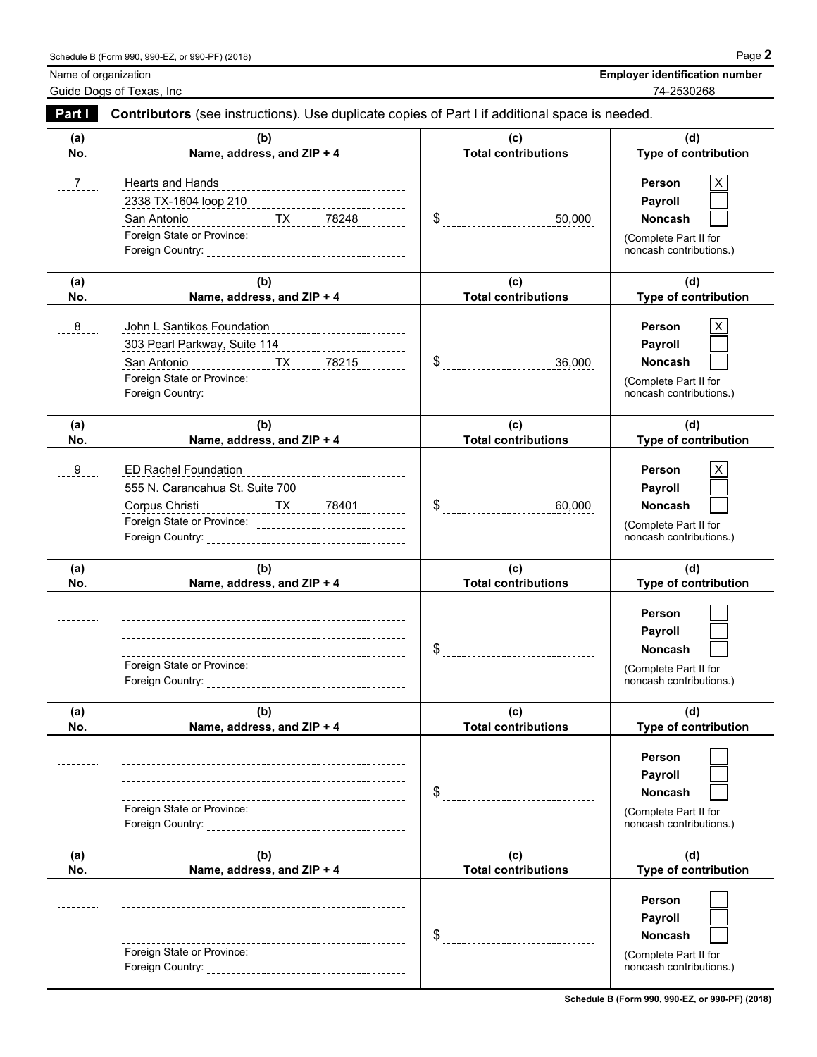Name of organization: Guide Dogs of Texas, Inc

**Employer identification number:** 74-2530268

**Part I** **Contributors** (see instructions). Use duplicate copies of Part I if additional space is needed.

| (a) No. | (b) Name, address, and ZIP + 4 | (c) Total contributions | (d) Type of contribution |
|---|---|---|---|
| 7 | Hearts and Hands<br>2338 TX-1604 loop 210<br>San Antonio TX 78248<br>Foreign State or Province:<br>Foreign Country: | $ 50,000 | Person [X]<br>Payroll [ ]<br>Noncash [ ]<br>(Complete Part II for noncash contributions.) |
| 8 | John L Santikos Foundation<br>303 Pearl Parkway, Suite 114<br>San Antonio TX 78215<br>Foreign State or Province:<br>Foreign Country: | $ 36,000 | Person [X]<br>Payroll [ ]<br>Noncash [ ]<br>(Complete Part II for noncash contributions.) |
| 9 | ED Rachel Foundation<br>555 N. Carancahua St. Suite 700<br>Corpus Christi TX 78401<br>Foreign State or Province:<br>Foreign Country: | $ 60,000 | Person [X]<br>Payroll [ ]<br>Noncash [ ]<br>(Complete Part II for noncash contributions.) |
| | Foreign State or Province:<br>Foreign Country: | $ | Person [ ]<br>Payroll [ ]<br>Noncash [ ]<br>(Complete Part II for noncash contributions.) |
| | Foreign State or Province:<br>Foreign Country: | $ | Person [ ]<br>Payroll [ ]<br>Noncash [ ]<br>(Complete Part II for noncash contributions.) |
| | Foreign State or Province:<br>Foreign Country: | $ | Person [ ]<br>Payroll [ ]<br>Noncash [ ]<br>(Complete Part II for noncash contributions.) |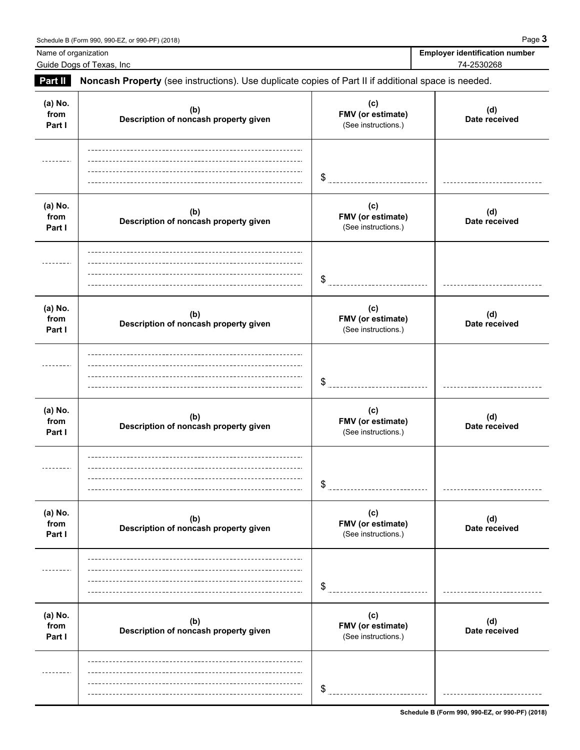Name of organization: Guide Dogs of Texas, Inc

Employer identification number: 74-2530268

**Part II** **Noncash Property** (see instructions). Use duplicate copies of Part II if additional space is needed.

| (a) No. from Part I | (b) Description of noncash property given | (c) FMV (or estimate) (See instructions.) | (d) Date received |
|---|---|---|---|
| | | $ | |

| (a) No. from Part I | (b) Description of noncash property given | (c) FMV (or estimate) (See instructions.) | (d) Date received |
|---|---|---|---|
| | | $ | |

| (a) No. from Part I | (b) Description of noncash property given | (c) FMV (or estimate) (See instructions.) | (d) Date received |
|---|---|---|---|
| | | $ | |

| (a) No. from Part I | (b) Description of noncash property given | (c) FMV (or estimate) (See instructions.) | (d) Date received |
|---|---|---|---|
| | | $ | |

| (a) No. from Part I | (b) Description of noncash property given | (c) FMV (or estimate) (See instructions.) | (d) Date received |
|---|---|---|---|
| | | $ | |

| (a) No. from Part I | (b) Description of noncash property given | (c) FMV (or estimate) (See instructions.) | (d) Date received |
|---|---|---|---|
| | | $ | |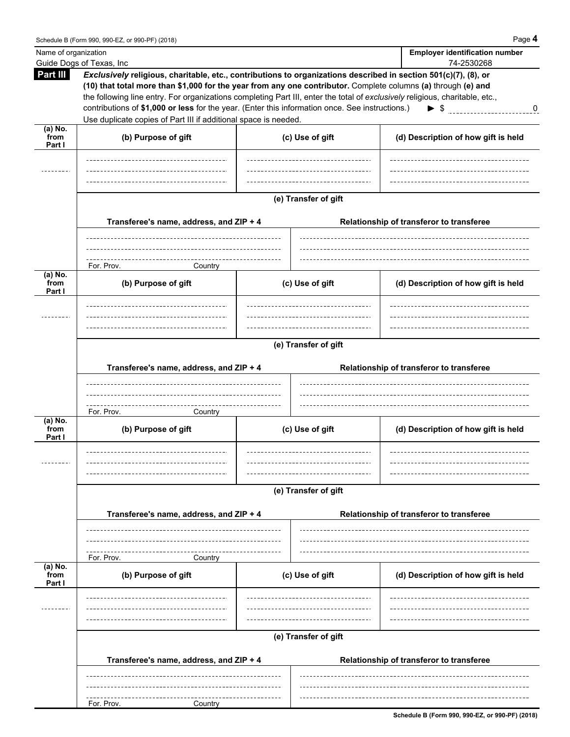Name of organization: Guide Dogs of Texas, Inc

**Employer identification number:** 74-2530268

## Part III

***Exclusively*** **religious, charitable, etc., contributions to organizations described in section 501(c)(7), (8), or (10) that total more than $1,000 for the year from any one contributor.** Complete columns **(a)** through **(e) and** the following line entry. For organizations completing Part III, enter the total of *exclusively* religious, charitable, etc., contributions of **$1,000 or less** for the year. (Enter this information once. See instructions.) ▶ $ 0

Use duplicate copies of Part III if additional space is needed.

| (a) No. from Part I | (b) Purpose of gift | (c) Use of gift | (d) Description of how gift is held |
|---|---|---|---|
| | | | |

**(e) Transfer of gift**

| Transferee's name, address, and ZIP + 4 | Relationship of transferor to transferee |
|---|---|
| For. Prov. Country | |

| (a) No. from Part I | (b) Purpose of gift | (c) Use of gift | (d) Description of how gift is held |
|---|---|---|---|
| | | | |

**(e) Transfer of gift**

| Transferee's name, address, and ZIP + 4 | Relationship of transferor to transferee |
|---|---|
| For. Prov. Country | |

| (a) No. from Part I | (b) Purpose of gift | (c) Use of gift | (d) Description of how gift is held |
|---|---|---|---|
| | | | |

**(e) Transfer of gift**

| Transferee's name, address, and ZIP + 4 | Relationship of transferor to transferee |
|---|---|
| For. Prov. Country | |

| (a) No. from Part I | (b) Purpose of gift | (c) Use of gift | (d) Description of how gift is held |
|---|---|---|---|
| | | | |

**(e) Transfer of gift**

| Transferee's name, address, and ZIP + 4 | Relationship of transferor to transferee |
|---|---|
| For. Prov. Country | |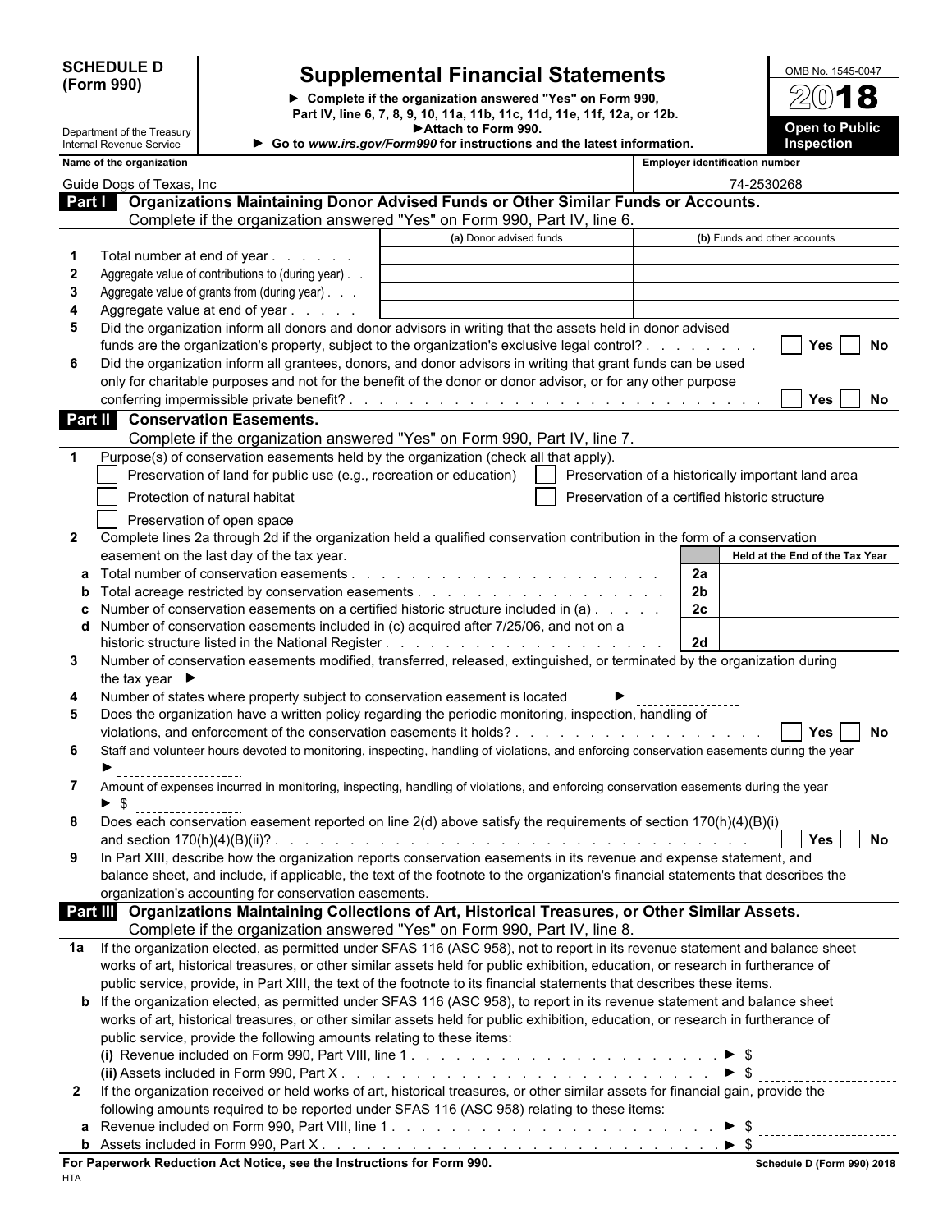**SCHEDULE D (Form 990)**

Department of the Treasury
Internal Revenue Service

# Supplemental Financial Statements

► Complete if the organization answered "Yes" on Form 990, Part IV, line 6, 7, 8, 9, 10, 11a, 11b, 11c, 11d, 11e, 11f, 12a, or 12b.
► Attach to Form 990.
► Go to *www.irs.gov/Form990* for instructions and the latest information.

OMB No. 1545-0047

**2018**

**Open to Public Inspection**

| Name of the organization | Employer identification number |
|---|---|
| Guide Dogs of Texas, Inc | 74-2530268 |

## Part I Organizations Maintaining Donor Advised Funds or Other Similar Funds or Accounts.

Complete if the organization answered "Yes" on Form 990, Part IV, line 6.

| | | (a) Donor advised funds | (b) Funds and other accounts |
|---|---|---|---|
| 1 | Total number at end of year | | |
| 2 | Aggregate value of contributions to (during year) | | |
| 3 | Aggregate value of grants from (during year) | | |
| 4 | Aggregate value at end of year | | |

5 Did the organization inform all donors and donor advisors in writing that the assets held in donor advised funds are the organization's property, subject to the organization's exclusive legal control? ☐ Yes ☐ No

6 Did the organization inform all grantees, donors, and donor advisors in writing that grant funds can be used only for charitable purposes and not for the benefit of the donor or donor advisor, or for any other purpose conferring impermissible private benefit? ☐ Yes ☐ No

## Part II Conservation Easements.

Complete if the organization answered "Yes" on Form 990, Part IV, line 7.

1 Purpose(s) of conservation easements held by the organization (check all that apply).

- ☐ Preservation of land for public use (e.g., recreation or education)
- ☐ Preservation of a historically important land area
- ☐ Protection of natural habitat
- ☐ Preservation of a certified historic structure
- ☐ Preservation of open space

2 Complete lines 2a through 2d if the organization held a qualified conservation contribution in the form of a conservation easement on the last day of the tax year.

| | | | Held at the End of the Tax Year |
|---|---|---|---|
| a | Total number of conservation easements | 2a | |
| b | Total acreage restricted by conservation easements | 2b | |
| c | Number of conservation easements on a certified historic structure included in (a) | 2c | |
| d | Number of conservation easements included in (c) acquired after 7/25/06, and not on a historic structure listed in the National Register | 2d | |

3 Number of conservation easements modified, transferred, released, extinguished, or terminated by the organization during the tax year ►

4 Number of states where property subject to conservation easement is located ►

5 Does the organization have a written policy regarding the periodic monitoring, inspection, handling of violations, and enforcement of the conservation easements it holds? ☐ Yes ☐ No

6 Staff and volunteer hours devoted to monitoring, inspecting, handling of violations, and enforcing conservation easements during the year ►

7 Amount of expenses incurred in monitoring, inspecting, handling of violations, and enforcing conservation easements during the year ► $

8 Does each conservation easement reported on line 2(d) above satisfy the requirements of section 170(h)(4)(B)(i) and section 170(h)(4)(B)(ii)? ☐ Yes ☐ No

9 In Part XIII, describe how the organization reports conservation easements in its revenue and expense statement, and balance sheet, and include, if applicable, the text of the footnote to the organization's financial statements that describes the organization's accounting for conservation easements.

## Part III Organizations Maintaining Collections of Art, Historical Treasures, or Other Similar Assets.

Complete if the organization answered "Yes" on Form 990, Part IV, line 8.

1a If the organization elected, as permitted under SFAS 116 (ASC 958), not to report in its revenue statement and balance sheet works of art, historical treasures, or other similar assets held for public exhibition, education, or research in furtherance of public service, provide, in Part XIII, the text of the footnote to its financial statements that describes these items.

b If the organization elected, as permitted under SFAS 116 (ASC 958), to report in its revenue statement and balance sheet works of art, historical treasures, or other similar assets held for public exhibition, education, or research in furtherance of public service, provide the following amounts relating to these items:

(i) Revenue included on Form 990, Part VIII, line 1 ► $

(ii) Assets included in Form 990, Part X ► $

2 If the organization received or held works of art, historical treasures, or other similar assets for financial gain, provide the following amounts required to be reported under SFAS 116 (ASC 958) relating to these items:

a Revenue included on Form 990, Part VIII, line 1 ► $

b Assets included in Form 990, Part X ► $

**For Paperwork Reduction Act Notice, see the Instructions for Form 990.** **Schedule D (Form 990) 2018**

HTA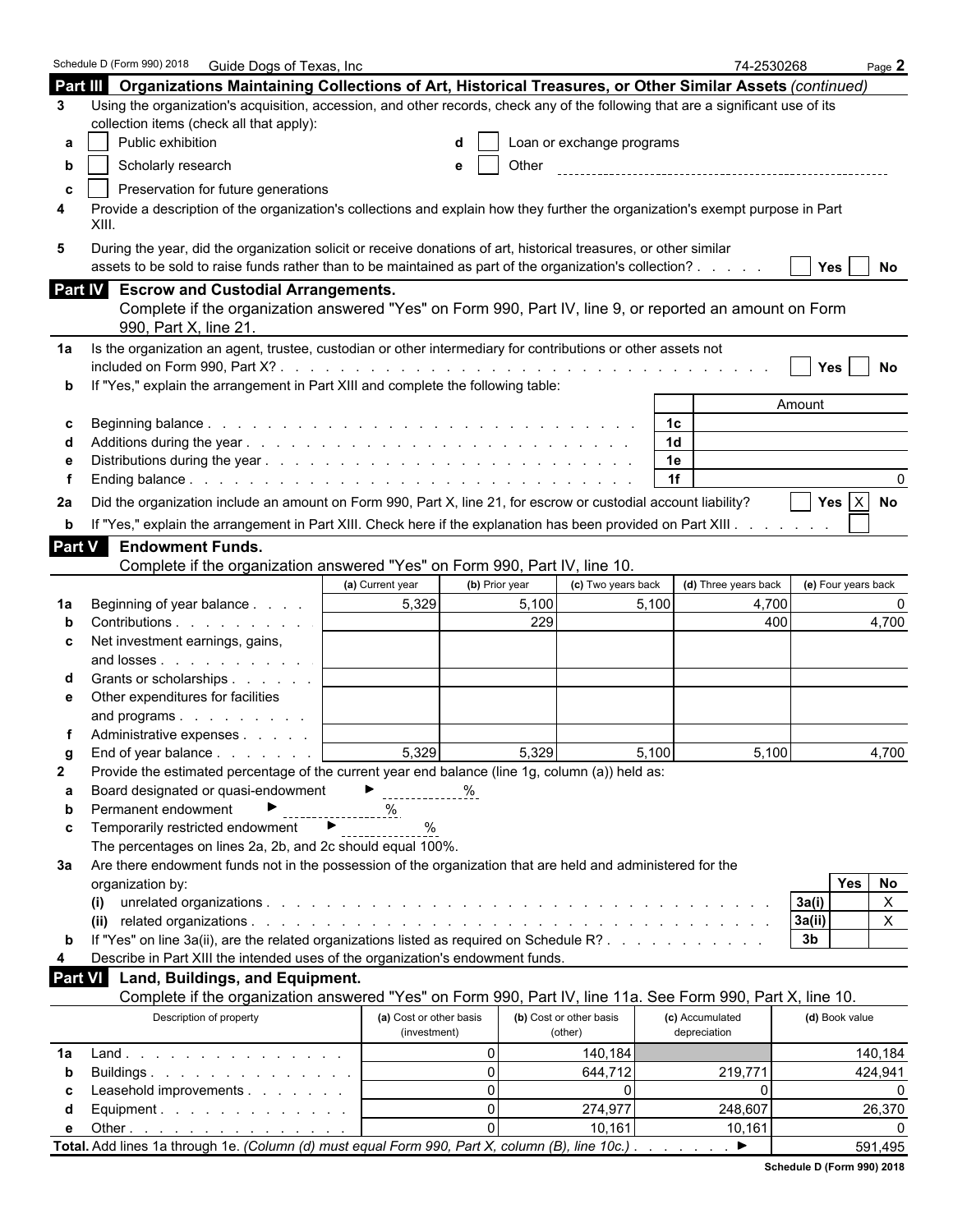Schedule D (Form 990) 2018 Guide Dogs of Texas, Inc 74-2530268 Page 2

## Part III Organizations Maintaining Collections of Art, Historical Treasures, or Other Similar Assets *(continued)*

3 Using the organization's acquisition, accession, and other records, check any of the following that are a significant use of its collection items (check all that apply):

- a ☐ Public exhibition
- b ☐ Scholarly research
- c ☐ Preservation for future generations
- d ☐ Loan or exchange programs
- e ☐ Other

4 Provide a description of the organization's collections and explain how they further the organization's exempt purpose in Part XIII.

5 During the year, did the organization solicit or receive donations of art, historical treasures, or other similar assets to be sold to raise funds rather than to be maintained as part of the organization's collection? ☐ Yes ☐ No

## Part IV Escrow and Custodial Arrangements.

Complete if the organization answered "Yes" on Form 990, Part IV, line 9, or reported an amount on Form 990, Part X, line 21.

1a Is the organization an agent, trustee, custodian or other intermediary for contributions or other assets not included on Form 990, Part X? ☐ Yes ☐ No

b If "Yes," explain the arrangement in Part XIII and complete the following table:

| | | | Amount |
|---|---|---|---|
| c | Beginning balance | 1c | |
| d | Additions during the year | 1d | |
| e | Distributions during the year | 1e | |
| f | Ending balance | 1f | 0 |

2a Did the organization include an amount on Form 990, Part X, line 21, for escrow or custodial account liability? ☐ Yes ☒ No

b If "Yes," explain the arrangement in Part XIII. Check here if the explanation has been provided on Part XIII ☐

## Part V Endowment Funds.

Complete if the organization answered "Yes" on Form 990, Part IV, line 10.

| | | (a) Current year | (b) Prior year | (c) Two years back | (d) Three years back | (e) Four years back |
|---|---|---|---|---|---|---|
| 1a | Beginning of year balance | 5,329 | 5,100 | 5,100 | 4,700 | 0 |
| b | Contributions | | 229 | | 400 | 4,700 |
| c | Net investment earnings, gains, and losses | | | | | |
| d | Grants or scholarships | | | | | |
| e | Other expenditures for facilities and programs | | | | | |
| f | Administrative expenses | | | | | |
| g | End of year balance | 5,329 | 5,329 | 5,100 | 5,100 | 4,700 |

2 Provide the estimated percentage of the current year end balance (line 1g, column (a)) held as:

- a Board designated or quasi-endowment ► %
- b Permanent endowment ► %
- c Temporarily restricted endowment ► %

The percentages on lines 2a, 2b, and 2c should equal 100%.

3a Are there endowment funds not in the possession of the organization that are held and administered for the organization by:

| | | | Yes | No |
|---|---|---|---|---|
| (i) | unrelated organizations | 3a(i) | | X |
| (ii) | related organizations | 3a(ii) | | X |
| b | If "Yes" on line 3a(ii), are the related organizations listed as required on Schedule R? | 3b | | |

4 Describe in Part XIII the intended uses of the organization's endowment funds.

## Part VI Land, Buildings, and Equipment.

Complete if the organization answered "Yes" on Form 990, Part IV, line 11a. See Form 990, Part X, line 10.

| | Description of property | (a) Cost or other basis (investment) | (b) Cost or other basis (other) | (c) Accumulated depreciation | (d) Book value |
|---|---|---|---|---|---|
| 1a | Land | 0 | 140,184 | | 140,184 |
| b | Buildings | 0 | 644,712 | 219,771 | 424,941 |
| c | Leasehold improvements | 0 | 0 | 0 | 0 |
| d | Equipment | 0 | 274,977 | 248,607 | 26,370 |
| e | Other | 0 | 10,161 | 10,161 | 0 |

**Total.** Add lines 1a through 1e. *(Column (d) must equal Form 990, Part X, column (B), line 10c.)* ► 591,495

Schedule D (Form 990) 2018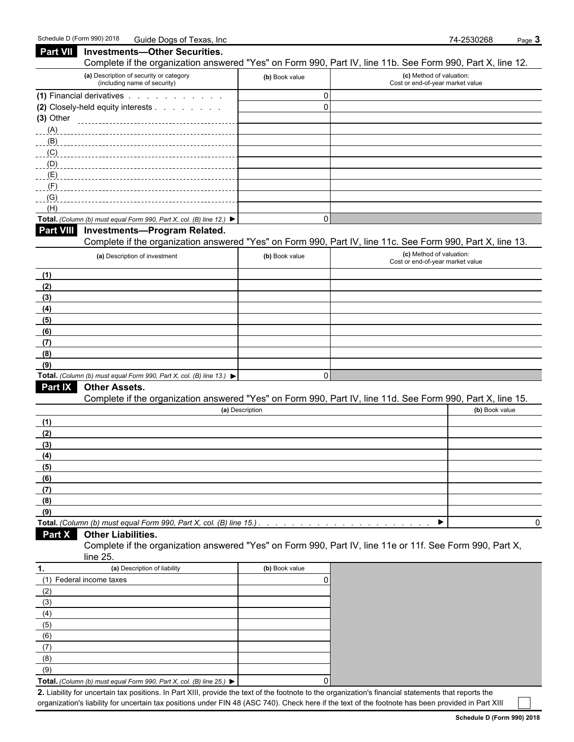Schedule D (Form 990) 2018 Guide Dogs of Texas, Inc 74-2530268

## Part VII Investments—Other Securities.

Complete if the organization answered "Yes" on Form 990, Part IV, line 11b. See Form 990, Part X, line 12.

| (a) Description of security or category (including name of security) | (b) Book value | (c) Method of valuation: Cost or end-of-year market value |
|---|---|---|
| (1) Financial derivatives | 0 | |
| (2) Closely-held equity interests | 0 | |
| (3) Other | | |
| (A) | | |
| (B) | | |
| (C) | | |
| (D) | | |
| (E) | | |
| (F) | | |
| (G) | | |
| (H) | | |
| **Total.** *(Column (b) must equal Form 990, Part X, col. (B) line 12.)* ▶ | 0 | |

## Part VIII Investments—Program Related.

Complete if the organization answered "Yes" on Form 990, Part IV, line 11c. See Form 990, Part X, line 13.

| (a) Description of investment | (b) Book value | (c) Method of valuation: Cost or end-of-year market value |
|---|---|---|
| (1) | | |
| (2) | | |
| (3) | | |
| (4) | | |
| (5) | | |
| (6) | | |
| (7) | | |
| (8) | | |
| (9) | | |
| **Total.** *(Column (b) must equal Form 990, Part X, col. (B) line 13.)* ▶ | 0 | |

## Part IX Other Assets.

Complete if the organization answered "Yes" on Form 990, Part IV, line 11d. See Form 990, Part X, line 15.

| (a) Description | (b) Book value |
|---|---|
| (1) | |
| (2) | |
| (3) | |
| (4) | |
| (5) | |
| (6) | |
| (7) | |
| (8) | |
| (9) | |
| **Total.** *(Column (b) must equal Form 990, Part X, col. (B) line 15.)* ▶ | 0 |

## Part X Other Liabilities.

Complete if the organization answered "Yes" on Form 990, Part IV, line 11e or 11f. See Form 990, Part X, line 25.

| 1. (a) Description of liability | (b) Book value |
|---|---|
| (1) Federal income taxes | 0 |
| (2) | |
| (3) | |
| (4) | |
| (5) | |
| (6) | |
| (7) | |
| (8) | |
| (9) | |
| **Total.** *(Column (b) must equal Form 990, Part X, col. (B) line 25.)* ▶ | 0 |

**2.** Liability for uncertain tax positions. In Part XIII, provide the text of the footnote to the organization's financial statements that reports the organization's liability for uncertain tax positions under FIN 48 (ASC 740). Check here if the text of the footnote has been provided in Part XIII ☐

**Schedule D (Form 990) 2018**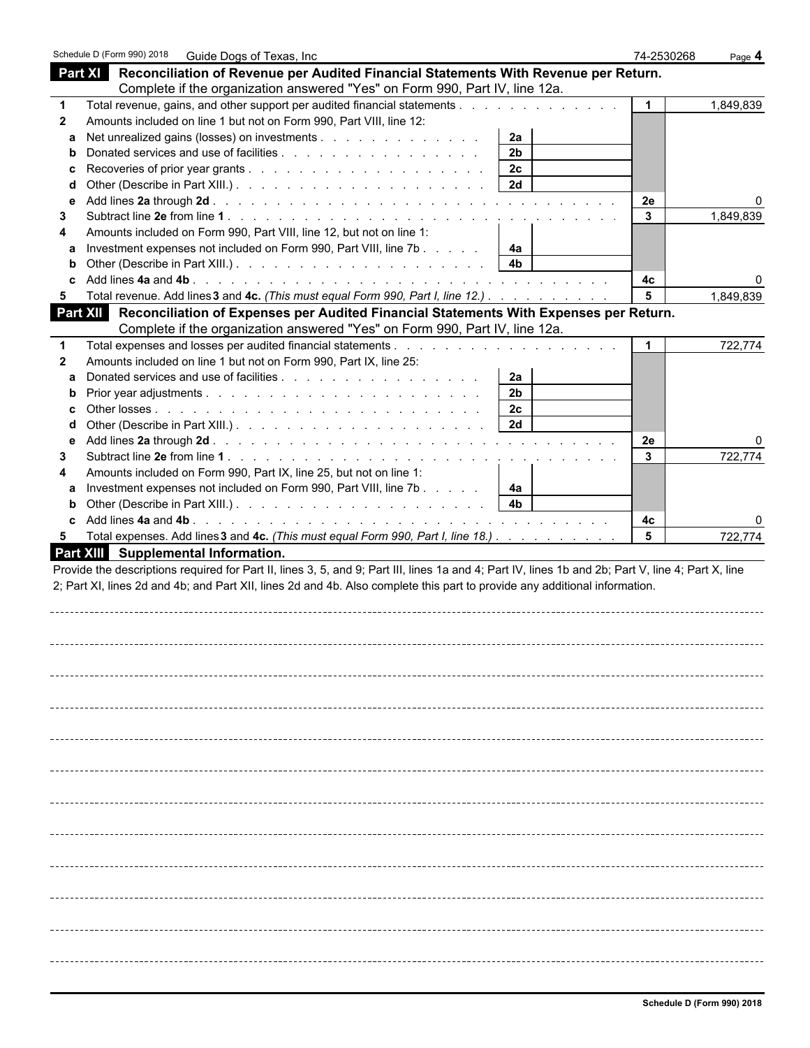Schedule D (Form 990) 2018 Guide Dogs of Texas, Inc 74-2530268 Page **4**

## Part XI Reconciliation of Revenue per Audited Financial Statements With Revenue per Return.

Complete if the organization answered "Yes" on Form 990, Part IV, line 12a.

| | | | | | |
|---|---|---|---|---|---|
| **1** | Total revenue, gains, and other support per audited financial statements | | | 1 | 1,849,839 |
| **2** | Amounts included on line 1 but not on Form 990, Part VIII, line 12: | | | | |
| a | Net unrealized gains (losses) on investments | 2a | | | |
| b | Donated services and use of facilities | 2b | | | |
| c | Recoveries of prior year grants | 2c | | | |
| d | Other (Describe in Part XIII.) | 2d | | | |
| e | Add lines **2a** through **2d** | | | 2e | 0 |
| **3** | Subtract line **2e** from line **1** | | | 3 | 1,849,839 |
| **4** | Amounts included on Form 990, Part VIII, line 12, but not on line 1: | | | | |
| a | Investment expenses not included on Form 990, Part VIII, line 7b | 4a | | | |
| b | Other (Describe in Part XIII.) | 4b | | | |
| c | Add lines **4a** and **4b** | | | 4c | 0 |
| **5** | Total revenue. Add lines **3** and **4c.** *(This must equal Form 990, Part I, line 12.)* | | | 5 | 1,849,839 |

## Part XII Reconciliation of Expenses per Audited Financial Statements With Expenses per Return.

Complete if the organization answered "Yes" on Form 990, Part IV, line 12a.

| | | | | | |
|---|---|---|---|---|---|
| **1** | Total expenses and losses per audited financial statements | | | 1 | 722,774 |
| **2** | Amounts included on line 1 but not on Form 990, Part IX, line 25: | | | | |
| a | Donated services and use of facilities | 2a | | | |
| b | Prior year adjustments | 2b | | | |
| c | Other losses | 2c | | | |
| d | Other (Describe in Part XIII.) | 2d | | | |
| e | Add lines **2a** through **2d** | | | 2e | 0 |
| **3** | Subtract line **2e** from line **1** | | | 3 | 722,774 |
| **4** | Amounts included on Form 990, Part IX, line 25, but not on line 1: | | | | |
| a | Investment expenses not included on Form 990, Part VIII, line 7b | 4a | | | |
| b | Other (Describe in Part XIII.) | 4b | | | |
| c | Add lines **4a** and **4b** | | | 4c | 0 |
| **5** | Total expenses. Add lines **3** and **4c.** *(This must equal Form 990, Part I, line 18.)* | | | 5 | 722,774 |

## Part XIII Supplemental Information.

Provide the descriptions required for Part II, lines 3, 5, and 9; Part III, lines 1a and 4; Part IV, lines 1b and 2b; Part V, line 4; Part X, line 2; Part XI, lines 2d and 4b; and Part XII, lines 2d and 4b. Also complete this part to provide any additional information.

**Schedule D (Form 990) 2018**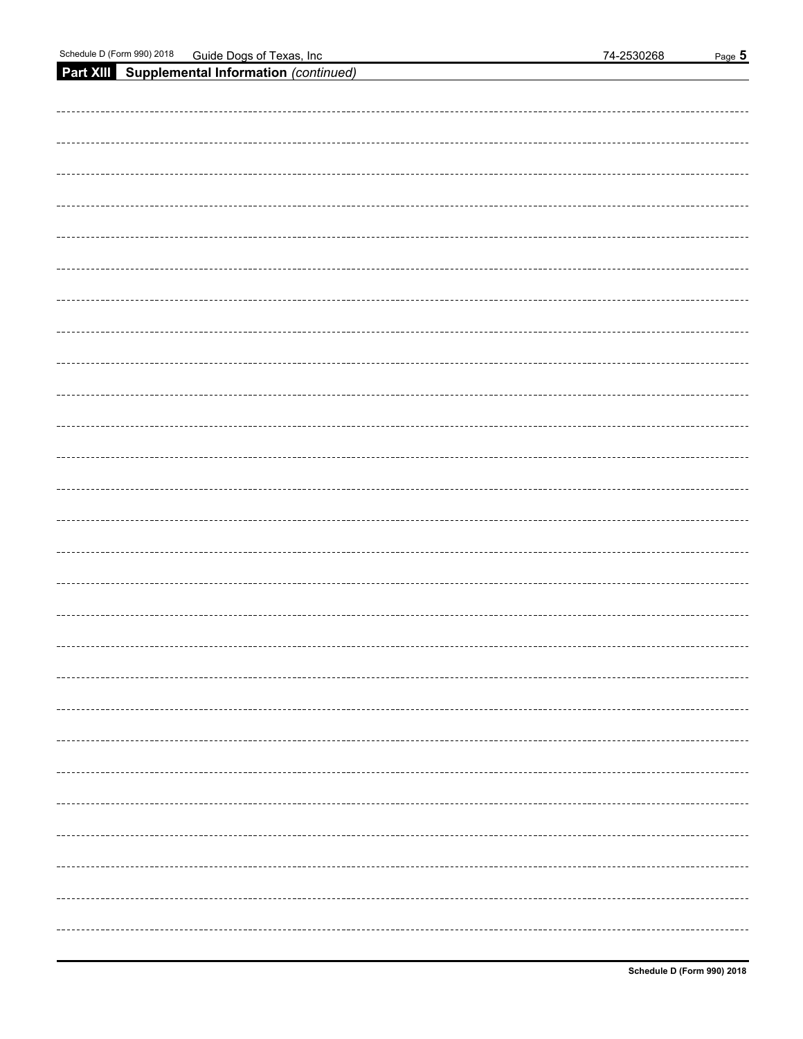## Part XIII Supplemental Information *(continued)*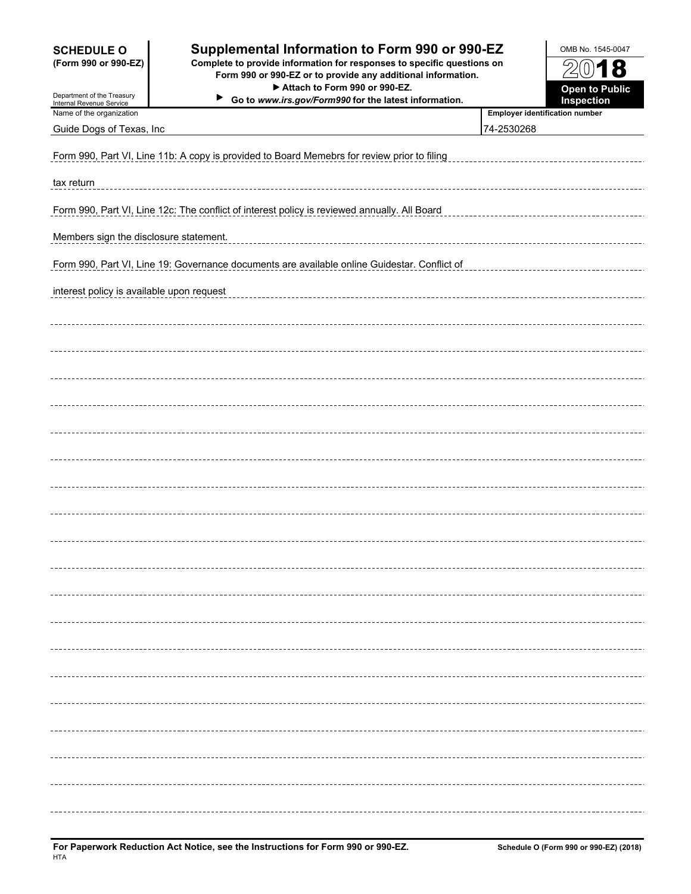**SCHEDULE O (Form 990 or 990-EZ)**

Department of the Treasury
Internal Revenue Service

# Supplemental Information to Form 990 or 990-EZ

**Complete to provide information for responses to specific questions on Form 990 or 990-EZ or to provide any additional information.**
**▶ Attach to Form 990 or 990-EZ.**
**▶ Go to *www.irs.gov/Form990* for the latest information.**

OMB No. 1545-0047

**2018**

**Open to Public Inspection**

| Name of the organization | Employer identification number |
|---|---|
| Guide Dogs of Texas, Inc | 74-2530268 |

Form 990, Part VI, Line 11b: A copy is provided to Board Memebrs for review prior to filing tax return

Form 990, Part VI, Line 12c: The conflict of interest policy is reviewed annually. All Board Members sign the disclosure statement.

Form 990, Part VI, Line 19: Governance documents are available online Guidestar. Conflict of interest policy is available upon request

**For Paperwork Reduction Act Notice, see the Instructions for Form 990 or 990-EZ.** HTA **Schedule O (Form 990 or 990-EZ) (2018)**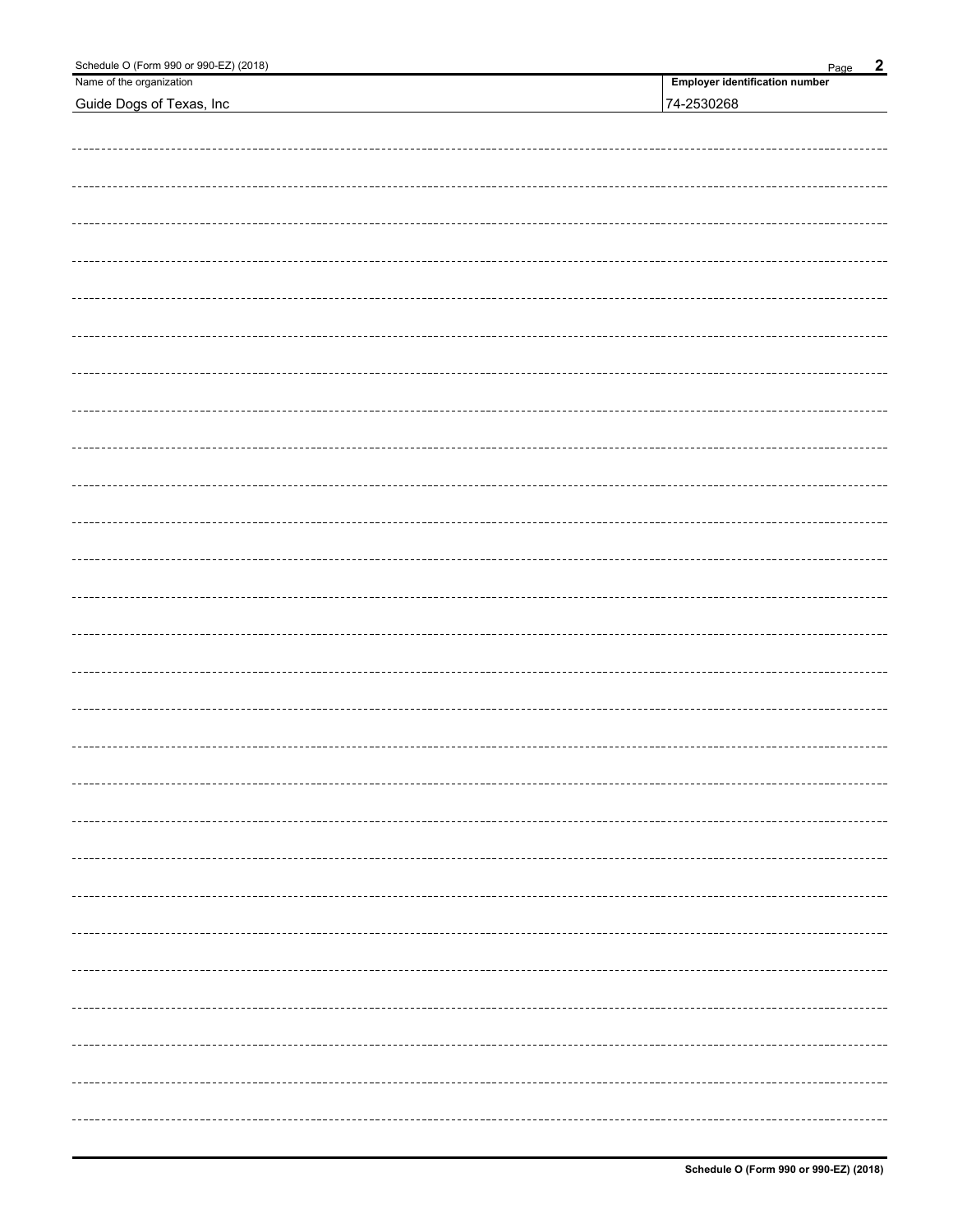Name of the organization | Employer identification number
Guide Dogs of Texas, Inc | 74-2530268